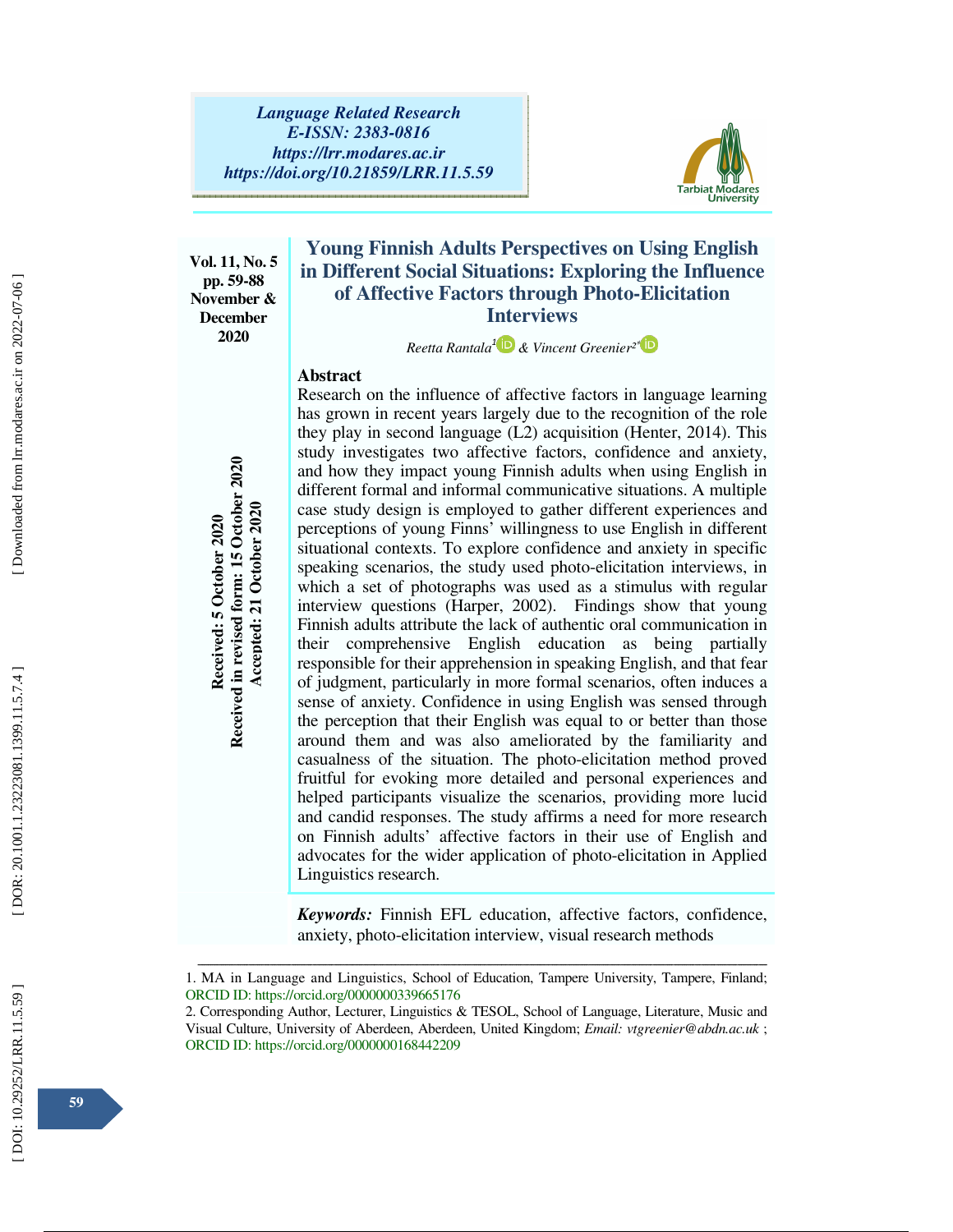# Young Finnish Adults Perspectives on Using English in Different Social Situations: Exploring the Influence of Affective Factors through Photo-Elicitation Interviews

*Reetta Rantala*[1] & *Vincent Greenier*[2*]

Received: 5 October 2020
Received in revised form: 15 October 2020
Accepted: 21 October 2020

## Abstract

Research on the influence of affective factors in language learning has grown in recent years largely due to the recognition of the role they play in second language (L2) acquisition (Henter, 2014). This study investigates two affective factors, confidence and anxiety, and how they impact young Finnish adults when using English in different formal and informal communicative situations. A multiple case study design is employed to gather different experiences and perceptions of young Finns' willingness to use English in different situational contexts. To explore confidence and anxiety in specific speaking scenarios, the study used photo-elicitation interviews, in which a set of photographs was used as a stimulus with regular interview questions (Harper, 2002). Findings show that young Finnish adults attribute the lack of authentic oral communication in their comprehensive English education as being partially responsible for their apprehension in speaking English, and that fear of judgment, particularly in more formal scenarios, often induces a sense of anxiety. Confidence in using English was sensed through the perception that their English was equal to or better than those around them and was also ameliorated by the familiarity and casualness of the situation. The photo-elicitation method proved fruitful for evoking more detailed and personal experiences and helped participants visualize the scenarios, providing more lucid and candid responses. The study affirms a need for more research on Finnish adults' affective factors in their use of English and advocates for the wider application of photo-elicitation in Applied Linguistics research.

***Keywords:*** Finnish EFL education, affective factors, confidence, anxiety, photo-elicitation interview, visual research methods

---

1. MA in Language and Linguistics, School of Education, Tampere University, Tampere, Finland; ORCID ID: https://orcid.org/0000000339665176

2. Corresponding Author, Lecturer, Linguistics & TESOL, School of Language, Literature, Music and Visual Culture, University of Aberdeen, Aberdeen, United Kingdom; *Email: vtgreenier@abdn.ac.uk* ; ORCID ID: https://orcid.org/0000000168442209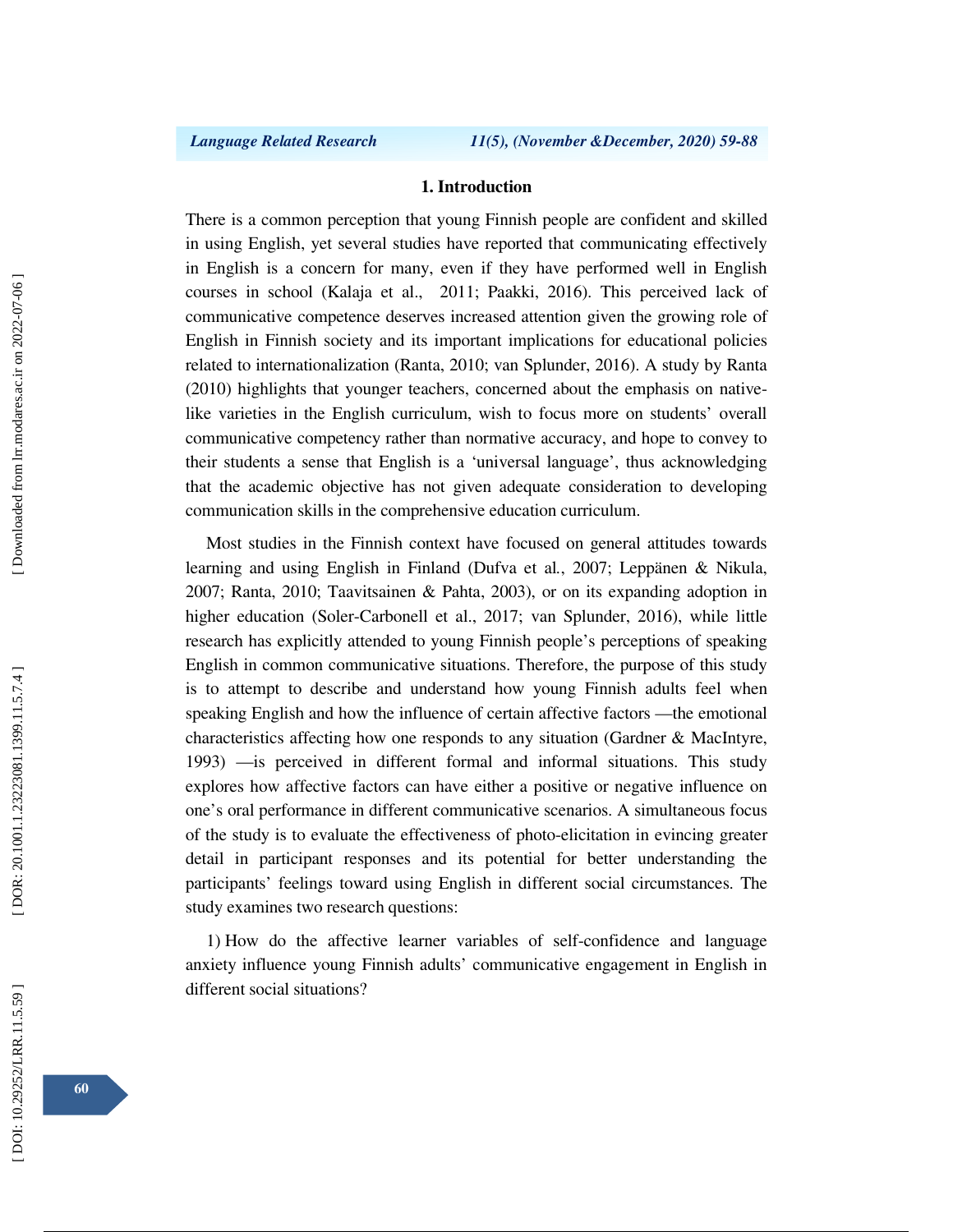## 1. Introduction

There is a common perception that young Finnish people are confident and skilled in using English, yet several studies have reported that communicating effectively in English is a concern for many, even if they have performed well in English courses in school (Kalaja et al., 2011; Paakki, 2016). This perceived lack of communicative competence deserves increased attention given the growing role of English in Finnish society and its important implications for educational policies related to internationalization (Ranta, 2010; van Splunder, 2016). A study by Ranta (2010) highlights that younger teachers, concerned about the emphasis on native-like varieties in the English curriculum, wish to focus more on students' overall communicative competency rather than normative accuracy, and hope to convey to their students a sense that English is a 'universal language', thus acknowledging that the academic objective has not given adequate consideration to developing communication skills in the comprehensive education curriculum.

Most studies in the Finnish context have focused on general attitudes towards learning and using English in Finland (Dufva et al., 2007; Leppänen & Nikula, 2007; Ranta, 2010; Taavitsainen & Pahta, 2003), or on its expanding adoption in higher education (Soler-Carbonell et al., 2017; van Splunder, 2016), while little research has explicitly attended to young Finnish people's perceptions of speaking English in common communicative situations. Therefore, the purpose of this study is to attempt to describe and understand how young Finnish adults feel when speaking English and how the influence of certain affective factors —the emotional characteristics affecting how one responds to any situation (Gardner & MacIntyre, 1993) —is perceived in different formal and informal situations. This study explores how affective factors can have either a positive or negative influence on one's oral performance in different communicative scenarios. A simultaneous focus of the study is to evaluate the effectiveness of photo-elicitation in evincing greater detail in participant responses and its potential for better understanding the participants' feelings toward using English in different social circumstances. The study examines two research questions:

1) How do the affective learner variables of self-confidence and language anxiety influence young Finnish adults' communicative engagement in English in different social situations?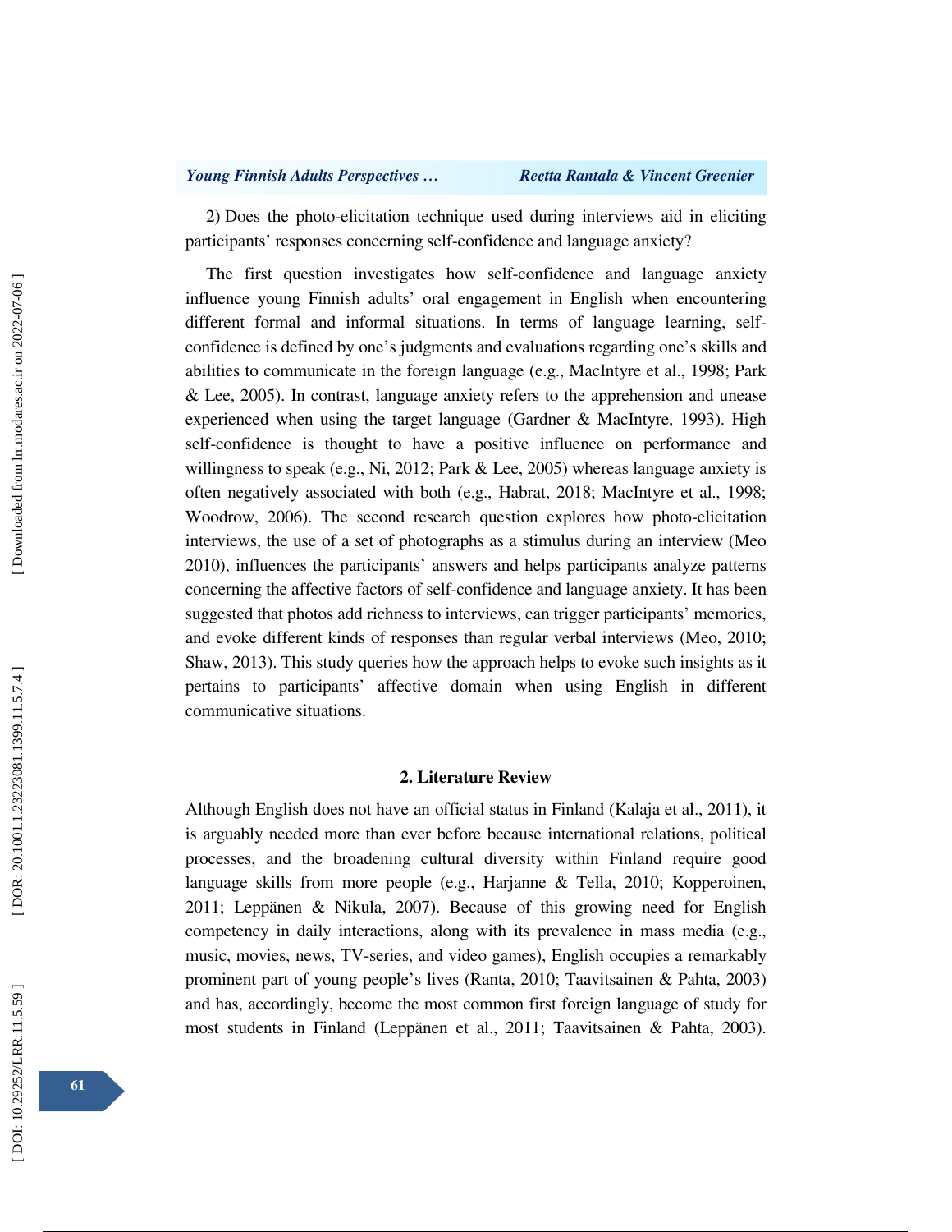2) Does the photo-elicitation technique used during interviews aid in eliciting participants' responses concerning self-confidence and language anxiety?

The first question investigates how self-confidence and language anxiety influence young Finnish adults' oral engagement in English when encountering different formal and informal situations. In terms of language learning, self-confidence is defined by one's judgments and evaluations regarding one's skills and abilities to communicate in the foreign language (e.g., MacIntyre et al., 1998; Park & Lee, 2005). In contrast, language anxiety refers to the apprehension and unease experienced when using the target language (Gardner & MacIntyre, 1993). High self-confidence is thought to have a positive influence on performance and willingness to speak (e.g., Ni, 2012; Park & Lee, 2005) whereas language anxiety is often negatively associated with both (e.g., Habrat, 2018; MacIntyre et al., 1998; Woodrow, 2006). The second research question explores how photo-elicitation interviews, the use of a set of photographs as a stimulus during an interview (Meo 2010), influences the participants' answers and helps participants analyze patterns concerning the affective factors of self-confidence and language anxiety. It has been suggested that photos add richness to interviews, can trigger participants' memories, and evoke different kinds of responses than regular verbal interviews (Meo, 2010; Shaw, 2013). This study queries how the approach helps to evoke such insights as it pertains to participants' affective domain when using English in different communicative situations.

## 2. Literature Review

Although English does not have an official status in Finland (Kalaja et al., 2011), it is arguably needed more than ever before because international relations, political processes, and the broadening cultural diversity within Finland require good language skills from more people (e.g., Harjanne & Tella, 2010; Kopperoinen, 2011; Leppänen & Nikula, 2007). Because of this growing need for English competency in daily interactions, along with its prevalence in mass media (e.g., music, movies, news, TV-series, and video games), English occupies a remarkably prominent part of young people's lives (Ranta, 2010; Taavitsainen & Pahta, 2003) and has, accordingly, become the most common first foreign language of study for most students in Finland (Leppänen et al., 2011; Taavitsainen & Pahta, 2003).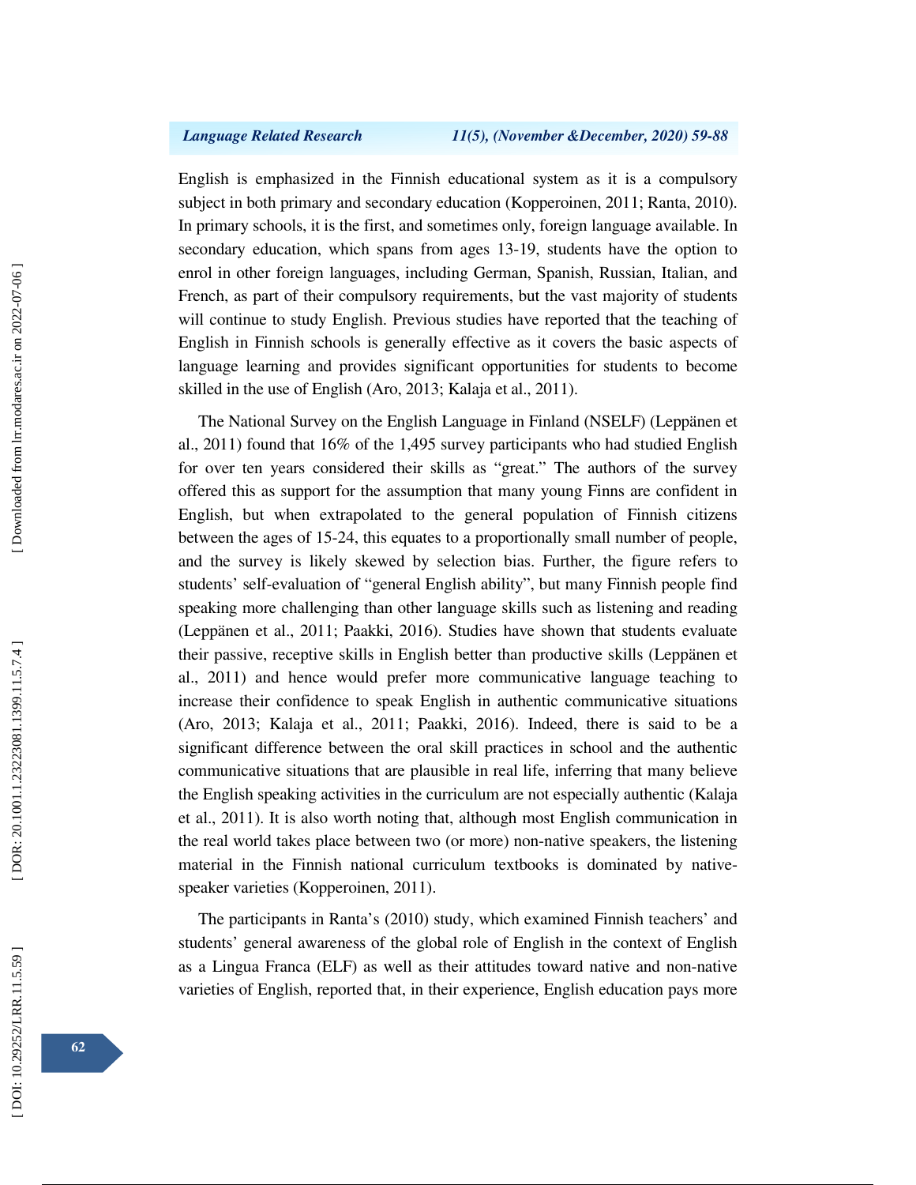English is emphasized in the Finnish educational system as it is a compulsory subject in both primary and secondary education (Kopperoinen, 2011; Ranta, 2010). In primary schools, it is the first, and sometimes only, foreign language available. In secondary education, which spans from ages 13-19, students have the option to enrol in other foreign languages, including German, Spanish, Russian, Italian, and French, as part of their compulsory requirements, but the vast majority of students will continue to study English. Previous studies have reported that the teaching of English in Finnish schools is generally effective as it covers the basic aspects of language learning and provides significant opportunities for students to become skilled in the use of English (Aro, 2013; Kalaja et al., 2011).

The National Survey on the English Language in Finland (NSELF) (Leppänen et al., 2011) found that 16% of the 1,495 survey participants who had studied English for over ten years considered their skills as "great." The authors of the survey offered this as support for the assumption that many young Finns are confident in English, but when extrapolated to the general population of Finnish citizens between the ages of 15-24, this equates to a proportionally small number of people, and the survey is likely skewed by selection bias. Further, the figure refers to students' self-evaluation of "general English ability", but many Finnish people find speaking more challenging than other language skills such as listening and reading (Leppänen et al., 2011; Paakki, 2016). Studies have shown that students evaluate their passive, receptive skills in English better than productive skills (Leppänen et al., 2011) and hence would prefer more communicative language teaching to increase their confidence to speak English in authentic communicative situations (Aro, 2013; Kalaja et al., 2011; Paakki, 2016). Indeed, there is said to be a significant difference between the oral skill practices in school and the authentic communicative situations that are plausible in real life, inferring that many believe the English speaking activities in the curriculum are not especially authentic (Kalaja et al., 2011). It is also worth noting that, although most English communication in the real world takes place between two (or more) non-native speakers, the listening material in the Finnish national curriculum textbooks is dominated by native-speaker varieties (Kopperoinen, 2011).

The participants in Ranta's (2010) study, which examined Finnish teachers' and students' general awareness of the global role of English in the context of English as a Lingua Franca (ELF) as well as their attitudes toward native and non-native varieties of English, reported that, in their experience, English education pays more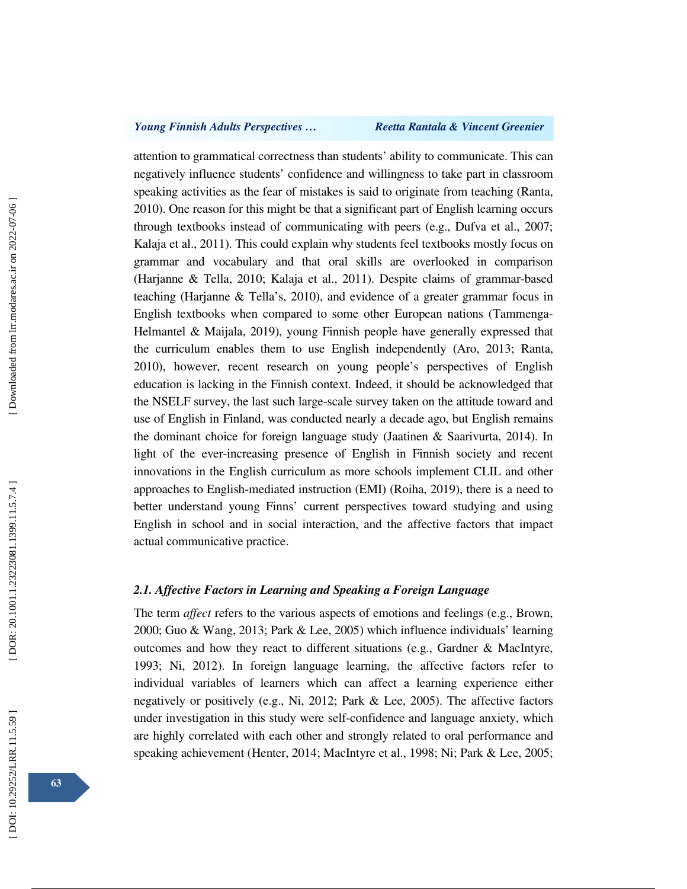attention to grammatical correctness than students' ability to communicate. This can negatively influence students' confidence and willingness to take part in classroom speaking activities as the fear of mistakes is said to originate from teaching (Ranta, 2010). One reason for this might be that a significant part of English learning occurs through textbooks instead of communicating with peers (e.g., Dufva et al., 2007; Kalaja et al., 2011). This could explain why students feel textbooks mostly focus on grammar and vocabulary and that oral skills are overlooked in comparison (Harjanne & Tella, 2010; Kalaja et al., 2011). Despite claims of grammar-based teaching (Harjanne & Tella's, 2010), and evidence of a greater grammar focus in English textbooks when compared to some other European nations (Tammenga-Helmantel & Maijala, 2019), young Finnish people have generally expressed that the curriculum enables them to use English independently (Aro, 2013; Ranta, 2010), however, recent research on young people's perspectives of English education is lacking in the Finnish context. Indeed, it should be acknowledged that the NSELF survey, the last such large-scale survey taken on the attitude toward and use of English in Finland, was conducted nearly a decade ago, but English remains the dominant choice for foreign language study (Jaatinen & Saarivurta, 2014). In light of the ever-increasing presence of English in Finnish society and recent innovations in the English curriculum as more schools implement CLIL and other approaches to English-mediated instruction (EMI) (Roiha, 2019), there is a need to better understand young Finns' current perspectives toward studying and using English in school and in social interaction, and the affective factors that impact actual communicative practice.

### *2.1. Affective Factors in Learning and Speaking a Foreign Language*

The term *affect* refers to the various aspects of emotions and feelings (e.g., Brown, 2000; Guo & Wang, 2013; Park & Lee, 2005) which influence individuals' learning outcomes and how they react to different situations (e.g., Gardner & MacIntyre, 1993; Ni, 2012). In foreign language learning, the affective factors refer to individual variables of learners which can affect a learning experience either negatively or positively (e.g., Ni, 2012; Park & Lee, 2005). The affective factors under investigation in this study were self-confidence and language anxiety, which are highly correlated with each other and strongly related to oral performance and speaking achievement (Henter, 2014; MacIntyre et al., 1998; Ni; Park & Lee, 2005;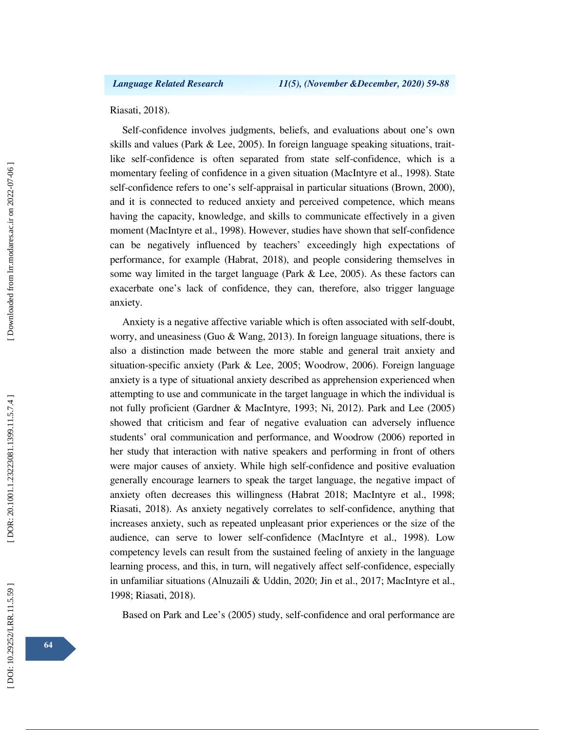Riasati, 2018).

Self-confidence involves judgments, beliefs, and evaluations about one's own skills and values (Park & Lee, 2005). In foreign language speaking situations, trait-like self-confidence is often separated from state self-confidence, which is a momentary feeling of confidence in a given situation (MacIntyre et al., 1998). State self-confidence refers to one's self-appraisal in particular situations (Brown, 2000), and it is connected to reduced anxiety and perceived competence, which means having the capacity, knowledge, and skills to communicate effectively in a given moment (MacIntyre et al., 1998). However, studies have shown that self-confidence can be negatively influenced by teachers' exceedingly high expectations of performance, for example (Habrat, 2018), and people considering themselves in some way limited in the target language (Park & Lee, 2005). As these factors can exacerbate one's lack of confidence, they can, therefore, also trigger language anxiety.

Anxiety is a negative affective variable which is often associated with self-doubt, worry, and uneasiness (Guo & Wang, 2013). In foreign language situations, there is also a distinction made between the more stable and general trait anxiety and situation-specific anxiety (Park & Lee, 2005; Woodrow, 2006). Foreign language anxiety is a type of situational anxiety described as apprehension experienced when attempting to use and communicate in the target language in which the individual is not fully proficient (Gardner & MacIntyre, 1993; Ni, 2012). Park and Lee (2005) showed that criticism and fear of negative evaluation can adversely influence students' oral communication and performance, and Woodrow (2006) reported in her study that interaction with native speakers and performing in front of others were major causes of anxiety. While high self-confidence and positive evaluation generally encourage learners to speak the target language, the negative impact of anxiety often decreases this willingness (Habrat 2018; MacIntyre et al., 1998; Riasati, 2018). As anxiety negatively correlates to self-confidence, anything that increases anxiety, such as repeated unpleasant prior experiences or the size of the audience, can serve to lower self-confidence (MacIntyre et al., 1998). Low competency levels can result from the sustained feeling of anxiety in the language learning process, and this, in turn, will negatively affect self-confidence, especially in unfamiliar situations (Alnuzaili & Uddin, 2020; Jin et al., 2017; MacIntyre et al., 1998; Riasati, 2018).

Based on Park and Lee's (2005) study, self-confidence and oral performance are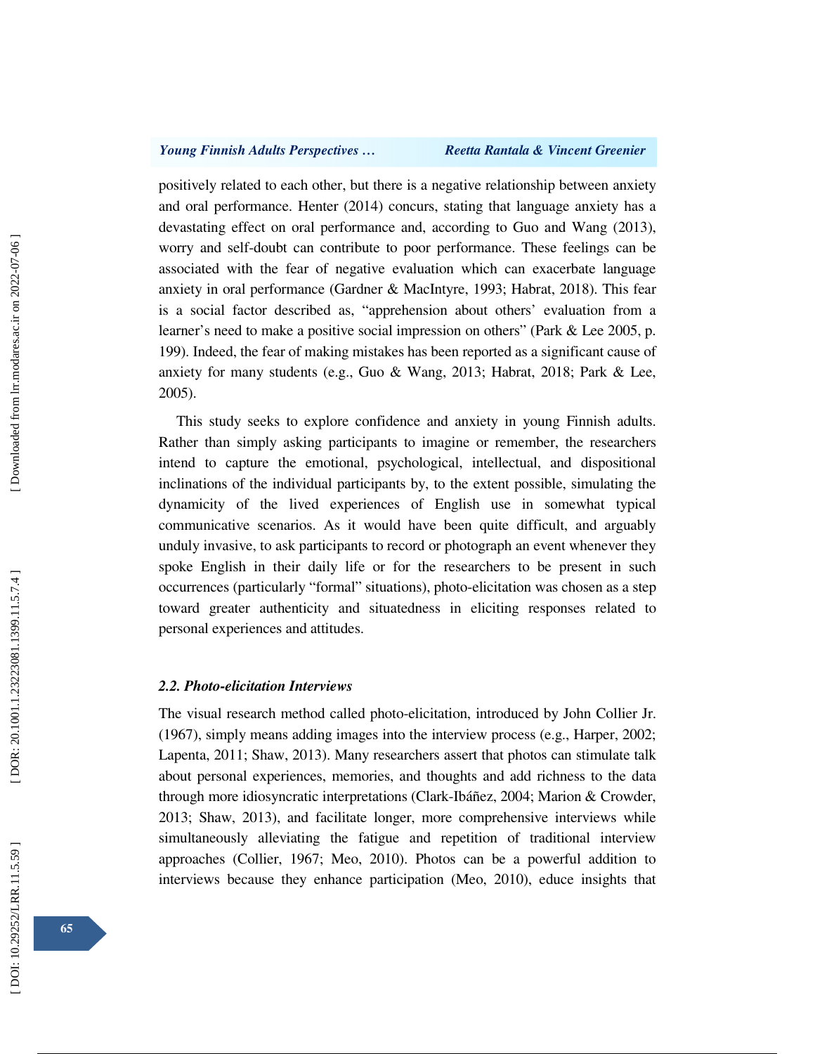positively related to each other, but there is a negative relationship between anxiety and oral performance. Henter (2014) concurs, stating that language anxiety has a devastating effect on oral performance and, according to Guo and Wang (2013), worry and self-doubt can contribute to poor performance. These feelings can be associated with the fear of negative evaluation which can exacerbate language anxiety in oral performance (Gardner & MacIntyre, 1993; Habrat, 2018). This fear is a social factor described as, "apprehension about others' evaluation from a learner's need to make a positive social impression on others" (Park & Lee 2005, p. 199). Indeed, the fear of making mistakes has been reported as a significant cause of anxiety for many students (e.g., Guo & Wang, 2013; Habrat, 2018; Park & Lee, 2005).

This study seeks to explore confidence and anxiety in young Finnish adults. Rather than simply asking participants to imagine or remember, the researchers intend to capture the emotional, psychological, intellectual, and dispositional inclinations of the individual participants by, to the extent possible, simulating the dynamicity of the lived experiences of English use in somewhat typical communicative scenarios. As it would have been quite difficult, and arguably unduly invasive, to ask participants to record or photograph an event whenever they spoke English in their daily life or for the researchers to be present in such occurrences (particularly "formal" situations), photo-elicitation was chosen as a step toward greater authenticity and situatedness in eliciting responses related to personal experiences and attitudes.

### *2.2. Photo-elicitation Interviews*

The visual research method called photo-elicitation, introduced by John Collier Jr. (1967), simply means adding images into the interview process (e.g., Harper, 2002; Lapenta, 2011; Shaw, 2013). Many researchers assert that photos can stimulate talk about personal experiences, memories, and thoughts and add richness to the data through more idiosyncratic interpretations (Clark-Ibáñez, 2004; Marion & Crowder, 2013; Shaw, 2013), and facilitate longer, more comprehensive interviews while simultaneously alleviating the fatigue and repetition of traditional interview approaches (Collier, 1967; Meo, 2010). Photos can be a powerful addition to interviews because they enhance participation (Meo, 2010), educe insights that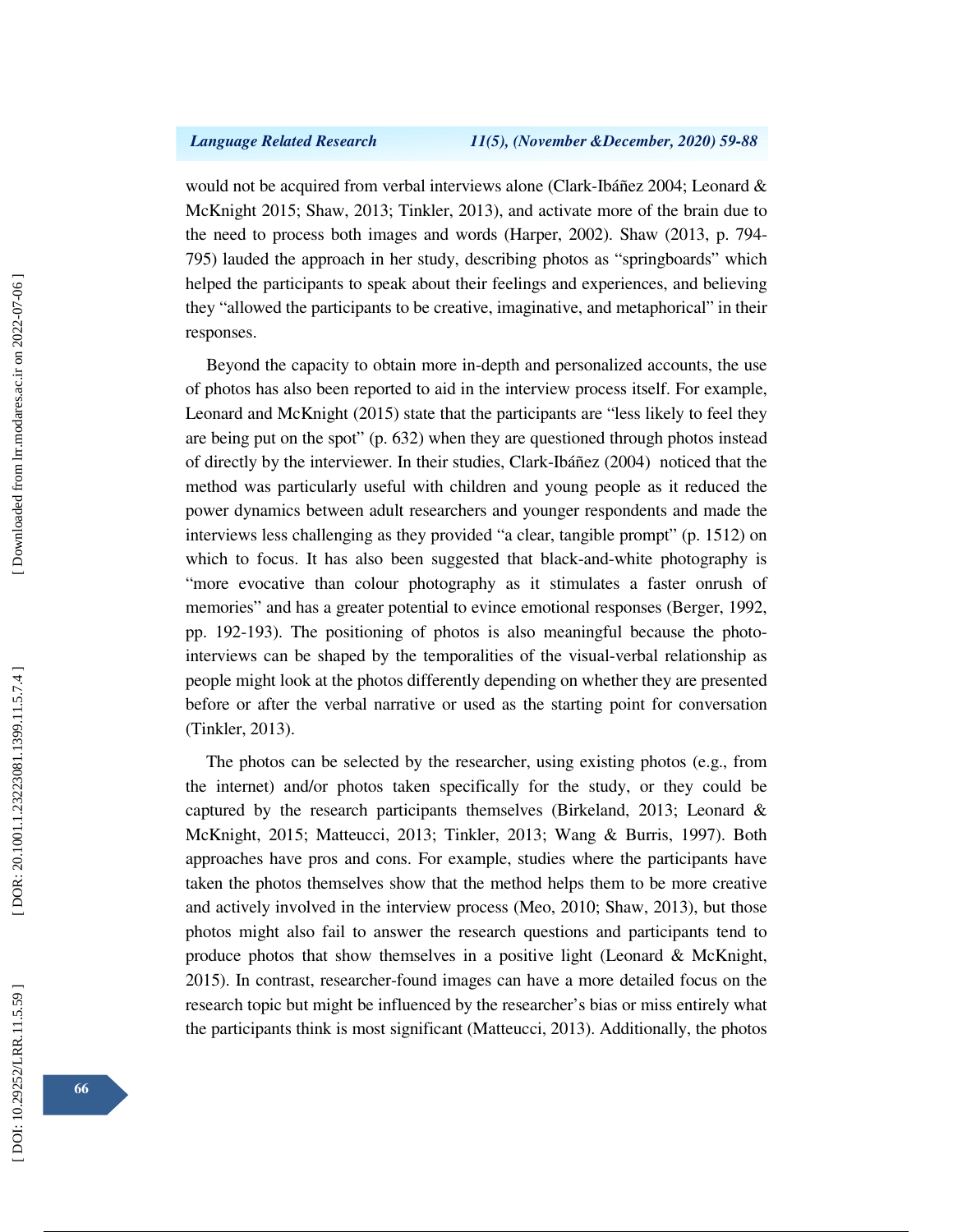would not be acquired from verbal interviews alone (Clark-Ibáñez 2004; Leonard & McKnight 2015; Shaw, 2013; Tinkler, 2013), and activate more of the brain due to the need to process both images and words (Harper, 2002). Shaw (2013, p. 794-795) lauded the approach in her study, describing photos as "springboards" which helped the participants to speak about their feelings and experiences, and believing they "allowed the participants to be creative, imaginative, and metaphorical" in their responses.

Beyond the capacity to obtain more in-depth and personalized accounts, the use of photos has also been reported to aid in the interview process itself. For example, Leonard and McKnight (2015) state that the participants are "less likely to feel they are being put on the spot" (p. 632) when they are questioned through photos instead of directly by the interviewer. In their studies, Clark-Ibáñez (2004) noticed that the method was particularly useful with children and young people as it reduced the power dynamics between adult researchers and younger respondents and made the interviews less challenging as they provided "a clear, tangible prompt" (p. 1512) on which to focus. It has also been suggested that black-and-white photography is "more evocative than colour photography as it stimulates a faster onrush of memories" and has a greater potential to evince emotional responses (Berger, 1992, pp. 192-193). The positioning of photos is also meaningful because the photo-interviews can be shaped by the temporalities of the visual-verbal relationship as people might look at the photos differently depending on whether they are presented before or after the verbal narrative or used as the starting point for conversation (Tinkler, 2013).

The photos can be selected by the researcher, using existing photos (e.g., from the internet) and/or photos taken specifically for the study, or they could be captured by the research participants themselves (Birkeland, 2013; Leonard & McKnight, 2015; Matteucci, 2013; Tinkler, 2013; Wang & Burris, 1997). Both approaches have pros and cons. For example, studies where the participants have taken the photos themselves show that the method helps them to be more creative and actively involved in the interview process (Meo, 2010; Shaw, 2013), but those photos might also fail to answer the research questions and participants tend to produce photos that show themselves in a positive light (Leonard & McKnight, 2015). In contrast, researcher-found images can have a more detailed focus on the research topic but might be influenced by the researcher's bias or miss entirely what the participants think is most significant (Matteucci, 2013). Additionally, the photos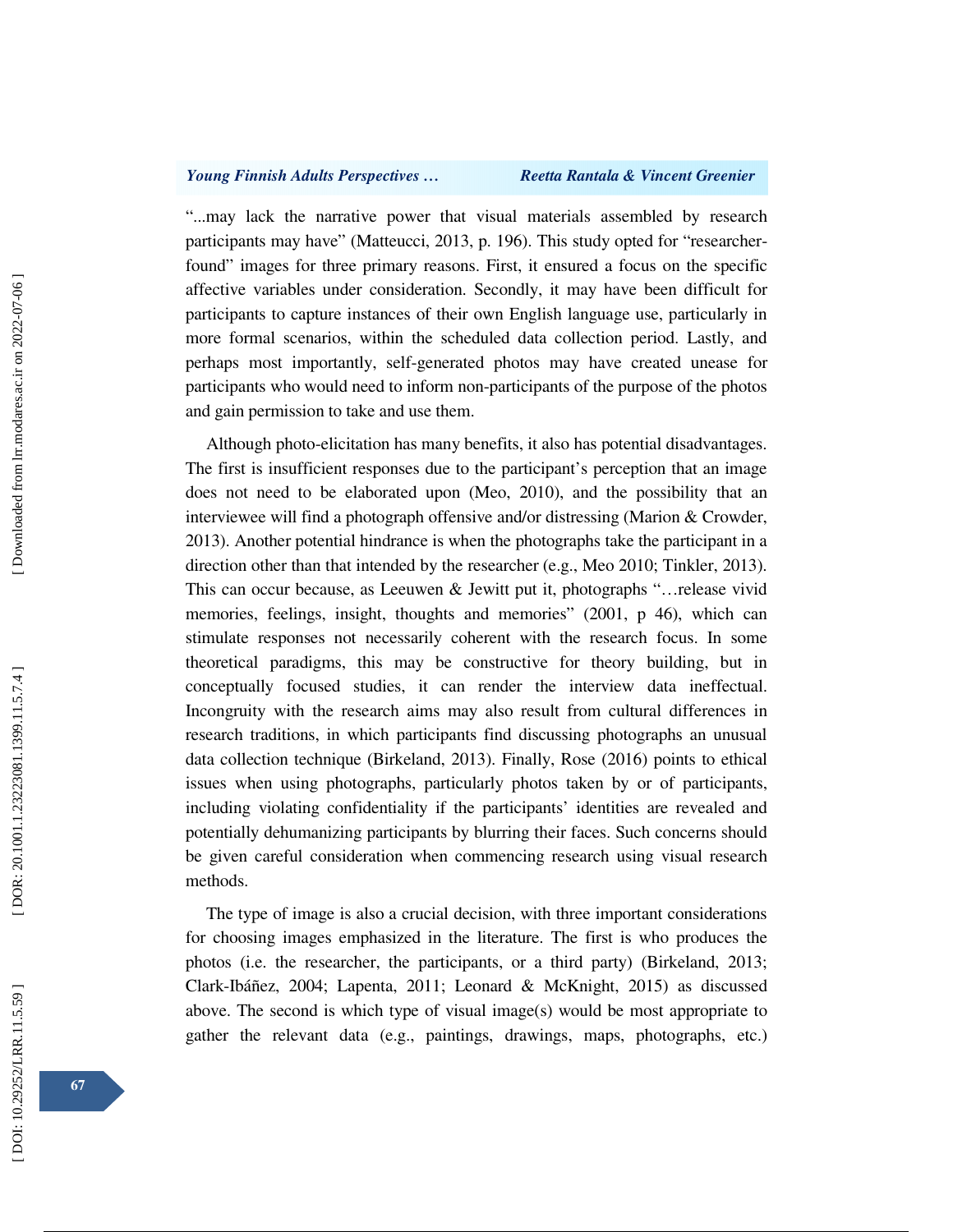"...may lack the narrative power that visual materials assembled by research participants may have" (Matteucci, 2013, p. 196). This study opted for "researcher-found" images for three primary reasons. First, it ensured a focus on the specific affective variables under consideration. Secondly, it may have been difficult for participants to capture instances of their own English language use, particularly in more formal scenarios, within the scheduled data collection period. Lastly, and perhaps most importantly, self-generated photos may have created unease for participants who would need to inform non-participants of the purpose of the photos and gain permission to take and use them.

Although photo-elicitation has many benefits, it also has potential disadvantages. The first is insufficient responses due to the participant's perception that an image does not need to be elaborated upon (Meo, 2010), and the possibility that an interviewee will find a photograph offensive and/or distressing (Marion & Crowder, 2013). Another potential hindrance is when the photographs take the participant in a direction other than that intended by the researcher (e.g., Meo 2010; Tinkler, 2013). This can occur because, as Leeuwen & Jewitt put it, photographs "…release vivid memories, feelings, insight, thoughts and memories" (2001, p 46), which can stimulate responses not necessarily coherent with the research focus. In some theoretical paradigms, this may be constructive for theory building, but in conceptually focused studies, it can render the interview data ineffectual. Incongruity with the research aims may also result from cultural differences in research traditions, in which participants find discussing photographs an unusual data collection technique (Birkeland, 2013). Finally, Rose (2016) points to ethical issues when using photographs, particularly photos taken by or of participants, including violating confidentiality if the participants' identities are revealed and potentially dehumanizing participants by blurring their faces. Such concerns should be given careful consideration when commencing research using visual research methods.

The type of image is also a crucial decision, with three important considerations for choosing images emphasized in the literature. The first is who produces the photos (i.e. the researcher, the participants, or a third party) (Birkeland, 2013; Clark-Ibáñez, 2004; Lapenta, 2011; Leonard & McKnight, 2015) as discussed above. The second is which type of visual image(s) would be most appropriate to gather the relevant data (e.g., paintings, drawings, maps, photographs, etc.)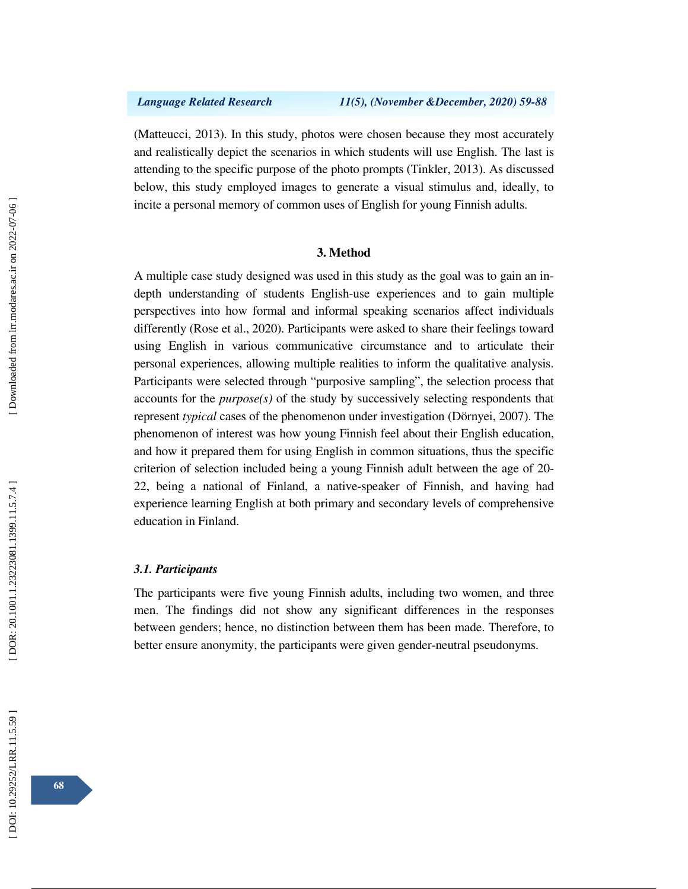(Matteucci, 2013). In this study, photos were chosen because they most accurately and realistically depict the scenarios in which students will use English. The last is attending to the specific purpose of the photo prompts (Tinkler, 2013). As discussed below, this study employed images to generate a visual stimulus and, ideally, to incite a personal memory of common uses of English for young Finnish adults.

## 3. Method

A multiple case study designed was used in this study as the goal was to gain an in-depth understanding of students English-use experiences and to gain multiple perspectives into how formal and informal speaking scenarios affect individuals differently (Rose et al., 2020). Participants were asked to share their feelings toward using English in various communicative circumstance and to articulate their personal experiences, allowing multiple realities to inform the qualitative analysis. Participants were selected through "purposive sampling", the selection process that accounts for the *purpose(s)* of the study by successively selecting respondents that represent *typical* cases of the phenomenon under investigation (Dörnyei, 2007). The phenomenon of interest was how young Finnish feel about their English education, and how it prepared them for using English in common situations, thus the specific criterion of selection included being a young Finnish adult between the age of 20-22, being a national of Finland, a native-speaker of Finnish, and having had experience learning English at both primary and secondary levels of comprehensive education in Finland.

### *3.1. Participants*

The participants were five young Finnish adults, including two women, and three men. The findings did not show any significant differences in the responses between genders; hence, no distinction between them has been made. Therefore, to better ensure anonymity, the participants were given gender-neutral pseudonyms.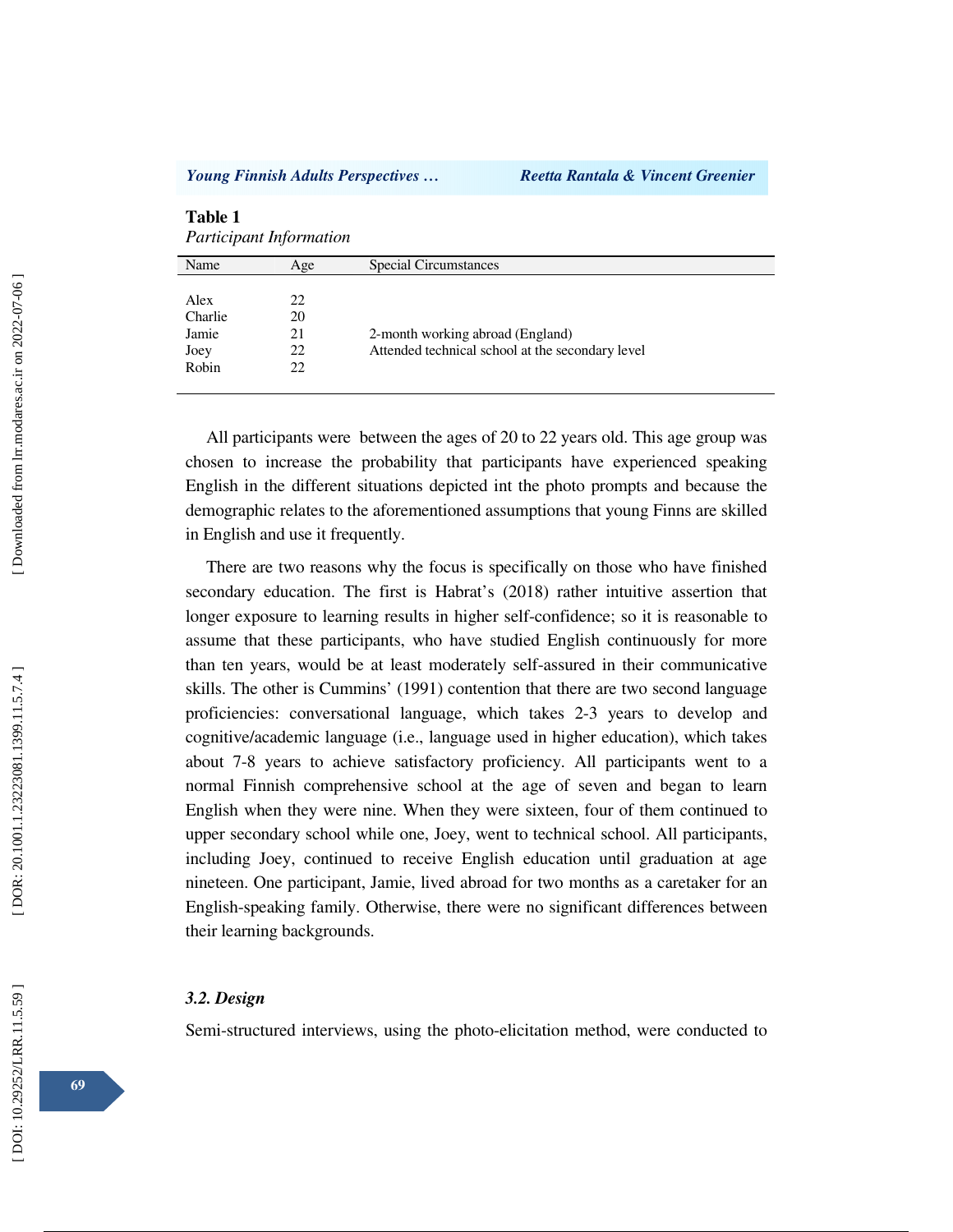**Table 1**

*Participant Information*

| Name | Age | Special Circumstances |
|---|---|---|
| Alex | 22 | |
| Charlie | 20 | |
| Jamie | 21 | 2-month working abroad (England) |
| Joey | 22 | Attended technical school at the secondary level |
| Robin | 22 | |

All participants were between the ages of 20 to 22 years old. This age group was chosen to increase the probability that participants have experienced speaking English in the different situations depicted int the photo prompts and because the demographic relates to the aforementioned assumptions that young Finns are skilled in English and use it frequently.

There are two reasons why the focus is specifically on those who have finished secondary education. The first is Habrat's (2018) rather intuitive assertion that longer exposure to learning results in higher self-confidence; so it is reasonable to assume that these participants, who have studied English continuously for more than ten years, would be at least moderately self-assured in their communicative skills. The other is Cummins' (1991) contention that there are two second language proficiencies: conversational language, which takes 2-3 years to develop and cognitive/academic language (i.e., language used in higher education), which takes about 7-8 years to achieve satisfactory proficiency. All participants went to a normal Finnish comprehensive school at the age of seven and began to learn English when they were nine. When they were sixteen, four of them continued to upper secondary school while one, Joey, went to technical school. All participants, including Joey, continued to receive English education until graduation at age nineteen. One participant, Jamie, lived abroad for two months as a caretaker for an English-speaking family. Otherwise, there were no significant differences between their learning backgrounds.

### *3.2. Design*

Semi-structured interviews, using the photo-elicitation method, were conducted to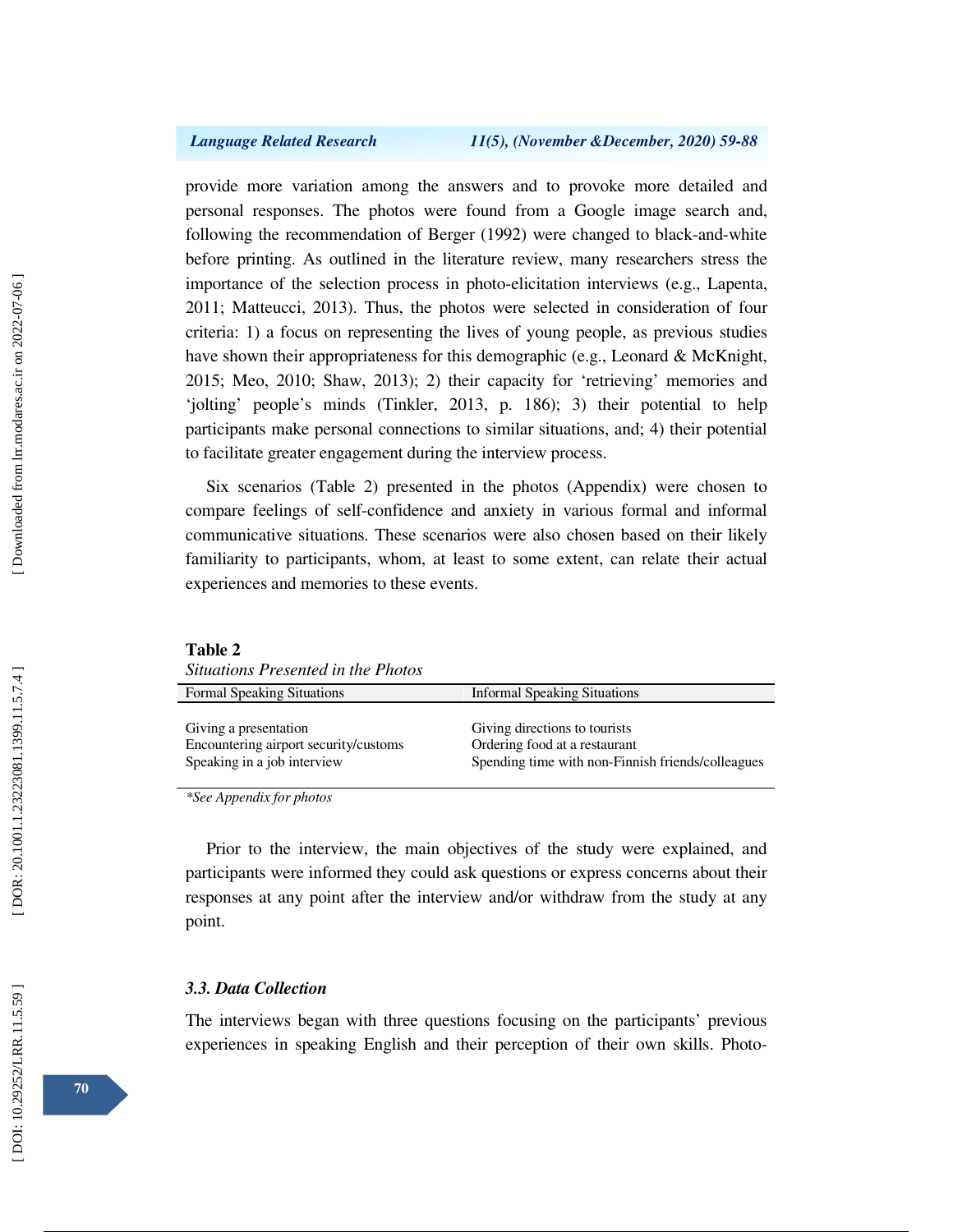provide more variation among the answers and to provoke more detailed and personal responses. The photos were found from a Google image search and, following the recommendation of Berger (1992) were changed to black-and-white before printing. As outlined in the literature review, many researchers stress the importance of the selection process in photo-elicitation interviews (e.g., Lapenta, 2011; Matteucci, 2013). Thus, the photos were selected in consideration of four criteria: 1) a focus on representing the lives of young people, as previous studies have shown their appropriateness for this demographic (e.g., Leonard & McKnight, 2015; Meo, 2010; Shaw, 2013); 2) their capacity for 'retrieving' memories and 'jolting' people's minds (Tinkler, 2013, p. 186); 3) their potential to help participants make personal connections to similar situations, and; 4) their potential to facilitate greater engagement during the interview process.

Six scenarios (Table 2) presented in the photos (Appendix) were chosen to compare feelings of self-confidence and anxiety in various formal and informal communicative situations. These scenarios were also chosen based on their likely familiarity to participants, whom, at least to some extent, can relate their actual experiences and memories to these events.

**Table 2**
*Situations Presented in the Photos*

| Formal Speaking Situations | Informal Speaking Situations |
|---|---|
| Giving a presentation | Giving directions to tourists |
| Encountering airport security/customs | Ordering food at a restaurant |
| Speaking in a job interview | Spending time with non-Finnish friends/colleagues |

*\*See Appendix for photos*

Prior to the interview, the main objectives of the study were explained, and participants were informed they could ask questions or express concerns about their responses at any point after the interview and/or withdraw from the study at any point.

### *3.3. Data Collection*

The interviews began with three questions focusing on the participants' previous experiences in speaking English and their perception of their own skills. Photo-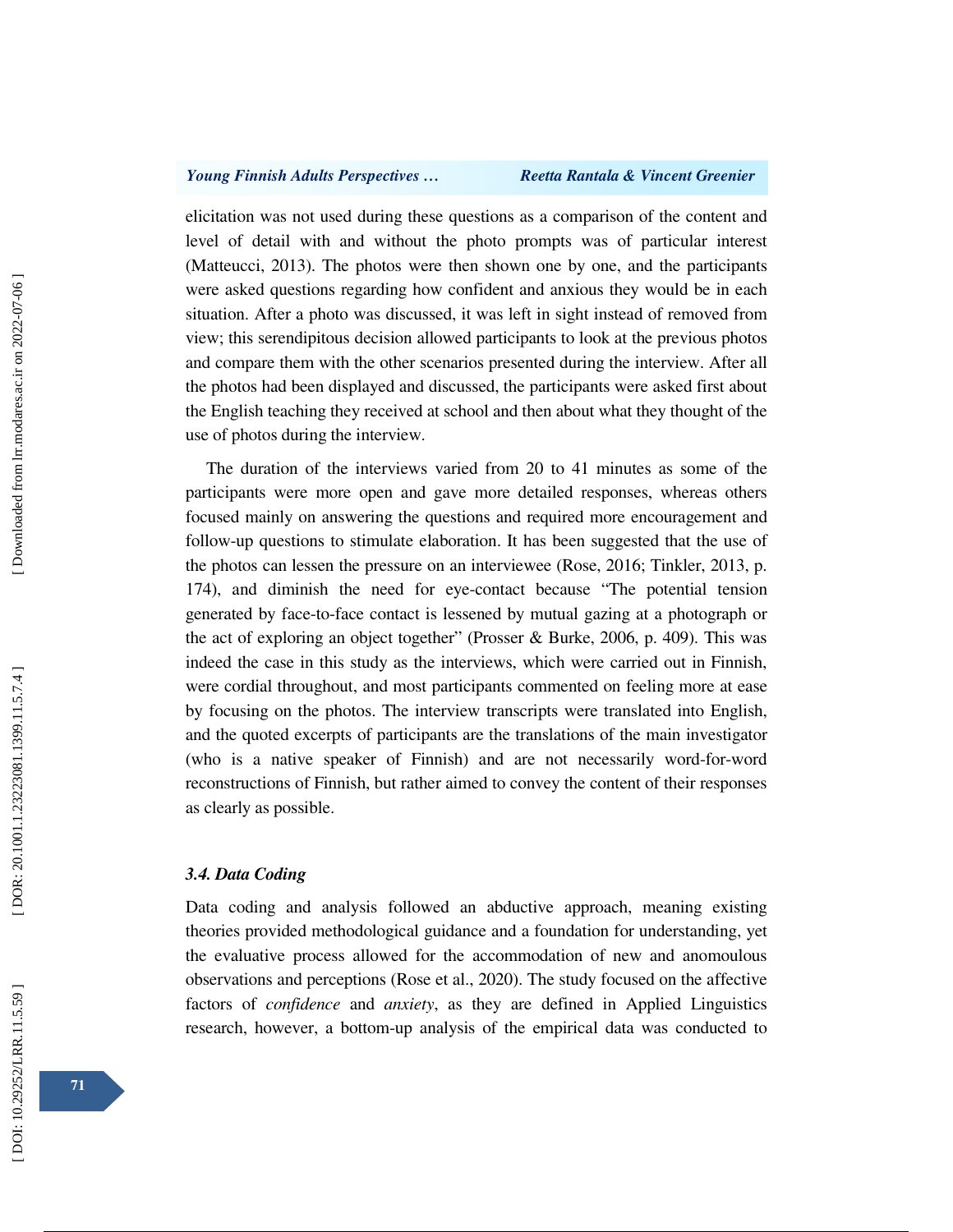elicitation was not used during these questions as a comparison of the content and level of detail with and without the photo prompts was of particular interest (Matteucci, 2013). The photos were then shown one by one, and the participants were asked questions regarding how confident and anxious they would be in each situation. After a photo was discussed, it was left in sight instead of removed from view; this serendipitous decision allowed participants to look at the previous photos and compare them with the other scenarios presented during the interview. After all the photos had been displayed and discussed, the participants were asked first about the English teaching they received at school and then about what they thought of the use of photos during the interview.

The duration of the interviews varied from 20 to 41 minutes as some of the participants were more open and gave more detailed responses, whereas others focused mainly on answering the questions and required more encouragement and follow-up questions to stimulate elaboration. It has been suggested that the use of the photos can lessen the pressure on an interviewee (Rose, 2016; Tinkler, 2013, p. 174), and diminish the need for eye-contact because "The potential tension generated by face-to-face contact is lessened by mutual gazing at a photograph or the act of exploring an object together" (Prosser & Burke, 2006, p. 409). This was indeed the case in this study as the interviews, which were carried out in Finnish, were cordial throughout, and most participants commented on feeling more at ease by focusing on the photos. The interview transcripts were translated into English, and the quoted excerpts of participants are the translations of the main investigator (who is a native speaker of Finnish) and are not necessarily word-for-word reconstructions of Finnish, but rather aimed to convey the content of their responses as clearly as possible.

### *3.4. Data Coding*

Data coding and analysis followed an abductive approach, meaning existing theories provided methodological guidance and a foundation for understanding, yet the evaluative process allowed for the accommodation of new and anomoulous observations and perceptions (Rose et al., 2020). The study focused on the affective factors of *confidence* and *anxiety*, as they are defined in Applied Linguistics research, however, a bottom-up analysis of the empirical data was conducted to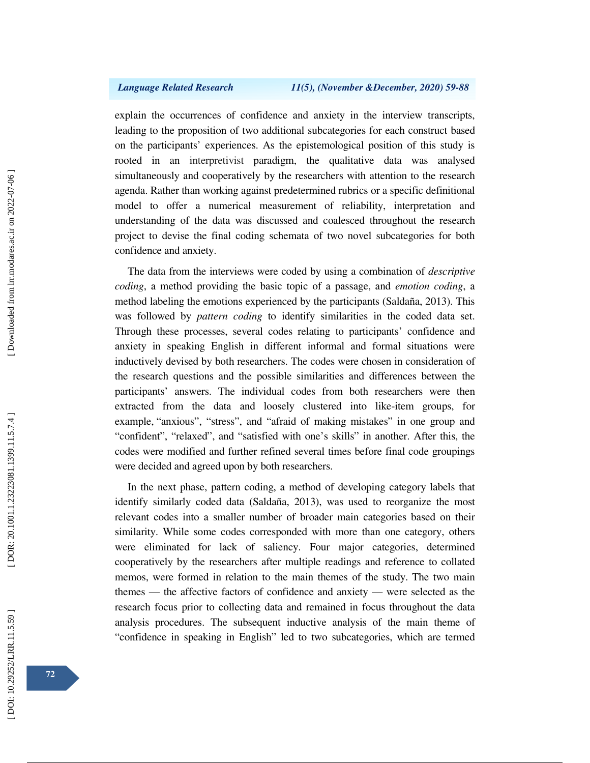explain the occurrences of confidence and anxiety in the interview transcripts, leading to the proposition of two additional subcategories for each construct based on the participants' experiences. As the epistemological position of this study is rooted in an interpretivist paradigm, the qualitative data was analysed simultaneously and cooperatively by the researchers with attention to the research agenda. Rather than working against predetermined rubrics or a specific definitional model to offer a numerical measurement of reliability, interpretation and understanding of the data was discussed and coalesced throughout the research project to devise the final coding schemata of two novel subcategories for both confidence and anxiety.

The data from the interviews were coded by using a combination of *descriptive coding*, a method providing the basic topic of a passage, and *emotion coding*, a method labeling the emotions experienced by the participants (Saldaña, 2013). This was followed by *pattern coding* to identify similarities in the coded data set. Through these processes, several codes relating to participants' confidence and anxiety in speaking English in different informal and formal situations were inductively devised by both researchers. The codes were chosen in consideration of the research questions and the possible similarities and differences between the participants' answers. The individual codes from both researchers were then extracted from the data and loosely clustered into like-item groups, for example, "anxious", "stress", and "afraid of making mistakes" in one group and "confident", "relaxed", and "satisfied with one's skills" in another. After this, the codes were modified and further refined several times before final code groupings were decided and agreed upon by both researchers.

In the next phase, pattern coding, a method of developing category labels that identify similarly coded data (Saldaña, 2013), was used to reorganize the most relevant codes into a smaller number of broader main categories based on their similarity. While some codes corresponded with more than one category, others were eliminated for lack of saliency. Four major categories, determined cooperatively by the researchers after multiple readings and reference to collated memos, were formed in relation to the main themes of the study. The two main themes — the affective factors of confidence and anxiety — were selected as the research focus prior to collecting data and remained in focus throughout the data analysis procedures. The subsequent inductive analysis of the main theme of "confidence in speaking in English" led to two subcategories, which are termed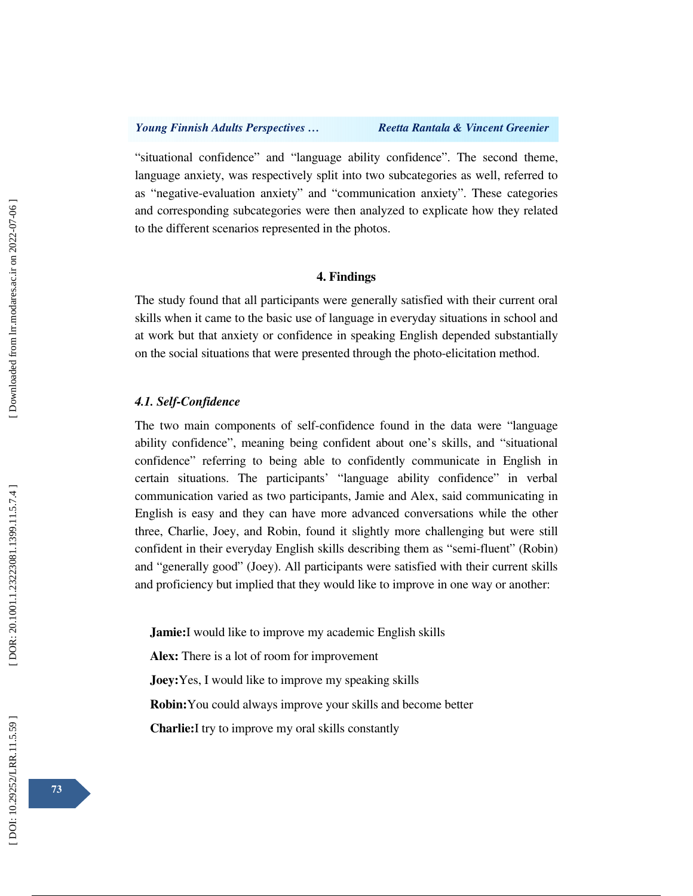"situational confidence" and "language ability confidence". The second theme, language anxiety, was respectively split into two subcategories as well, referred to as "negative-evaluation anxiety" and "communication anxiety". These categories and corresponding subcategories were then analyzed to explicate how they related to the different scenarios represented in the photos.

## 4. Findings

The study found that all participants were generally satisfied with their current oral skills when it came to the basic use of language in everyday situations in school and at work but that anxiety or confidence in speaking English depended substantially on the social situations that were presented through the photo-elicitation method.

### *4.1. Self-Confidence*

The two main components of self-confidence found in the data were "language ability confidence", meaning being confident about one's skills, and "situational confidence" referring to being able to confidently communicate in English in certain situations. The participants' "language ability confidence" in verbal communication varied as two participants, Jamie and Alex, said communicating in English is easy and they can have more advanced conversations while the other three, Charlie, Joey, and Robin, found it slightly more challenging but were still confident in their everyday English skills describing them as "semi-fluent" (Robin) and "generally good" (Joey). All participants were satisfied with their current skills and proficiency but implied that they would like to improve in one way or another:

**Jamie:**I would like to improve my academic English skills

**Alex:** There is a lot of room for improvement

**Joey:**Yes, I would like to improve my speaking skills

**Robin:**You could always improve your skills and become better

**Charlie:**I try to improve my oral skills constantly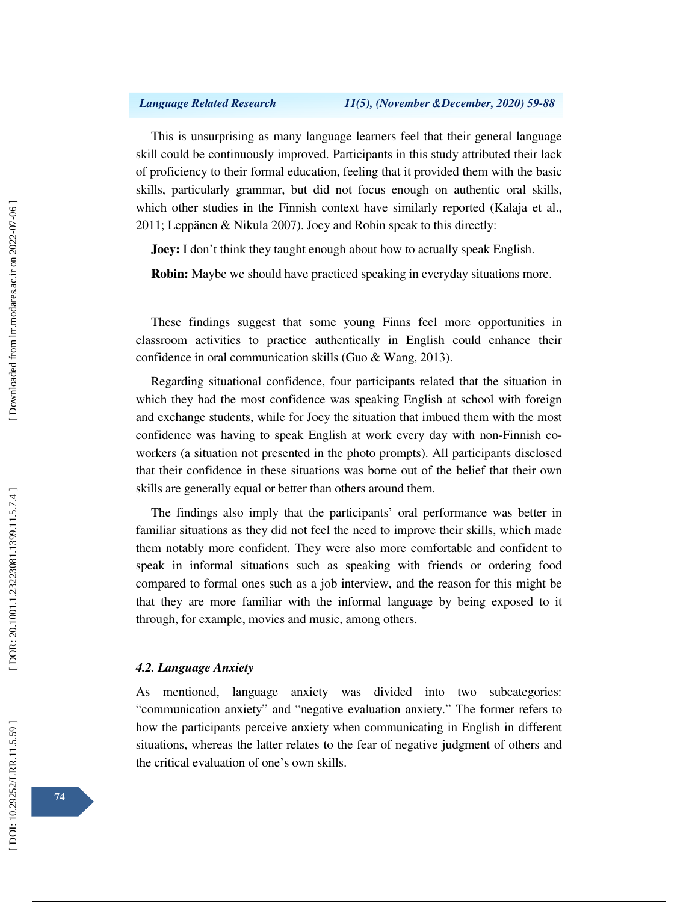This is unsurprising as many language learners feel that their general language skill could be continuously improved. Participants in this study attributed their lack of proficiency to their formal education, feeling that it provided them with the basic skills, particularly grammar, but did not focus enough on authentic oral skills, which other studies in the Finnish context have similarly reported (Kalaja et al., 2011; Leppänen & Nikula 2007). Joey and Robin speak to this directly:

**Joey:** I don't think they taught enough about how to actually speak English.

**Robin:** Maybe we should have practiced speaking in everyday situations more.

These findings suggest that some young Finns feel more opportunities in classroom activities to practice authentically in English could enhance their confidence in oral communication skills (Guo & Wang, 2013).

Regarding situational confidence, four participants related that the situation in which they had the most confidence was speaking English at school with foreign and exchange students, while for Joey the situation that imbued them with the most confidence was having to speak English at work every day with non-Finnish co-workers (a situation not presented in the photo prompts). All participants disclosed that their confidence in these situations was borne out of the belief that their own skills are generally equal or better than others around them.

The findings also imply that the participants' oral performance was better in familiar situations as they did not feel the need to improve their skills, which made them notably more confident. They were also more comfortable and confident to speak in informal situations such as speaking with friends or ordering food compared to formal ones such as a job interview, and the reason for this might be that they are more familiar with the informal language by being exposed to it through, for example, movies and music, among others.

### *4.2. Language Anxiety*

As mentioned, language anxiety was divided into two subcategories: "communication anxiety" and "negative evaluation anxiety." The former refers to how the participants perceive anxiety when communicating in English in different situations, whereas the latter relates to the fear of negative judgment of others and the critical evaluation of one's own skills.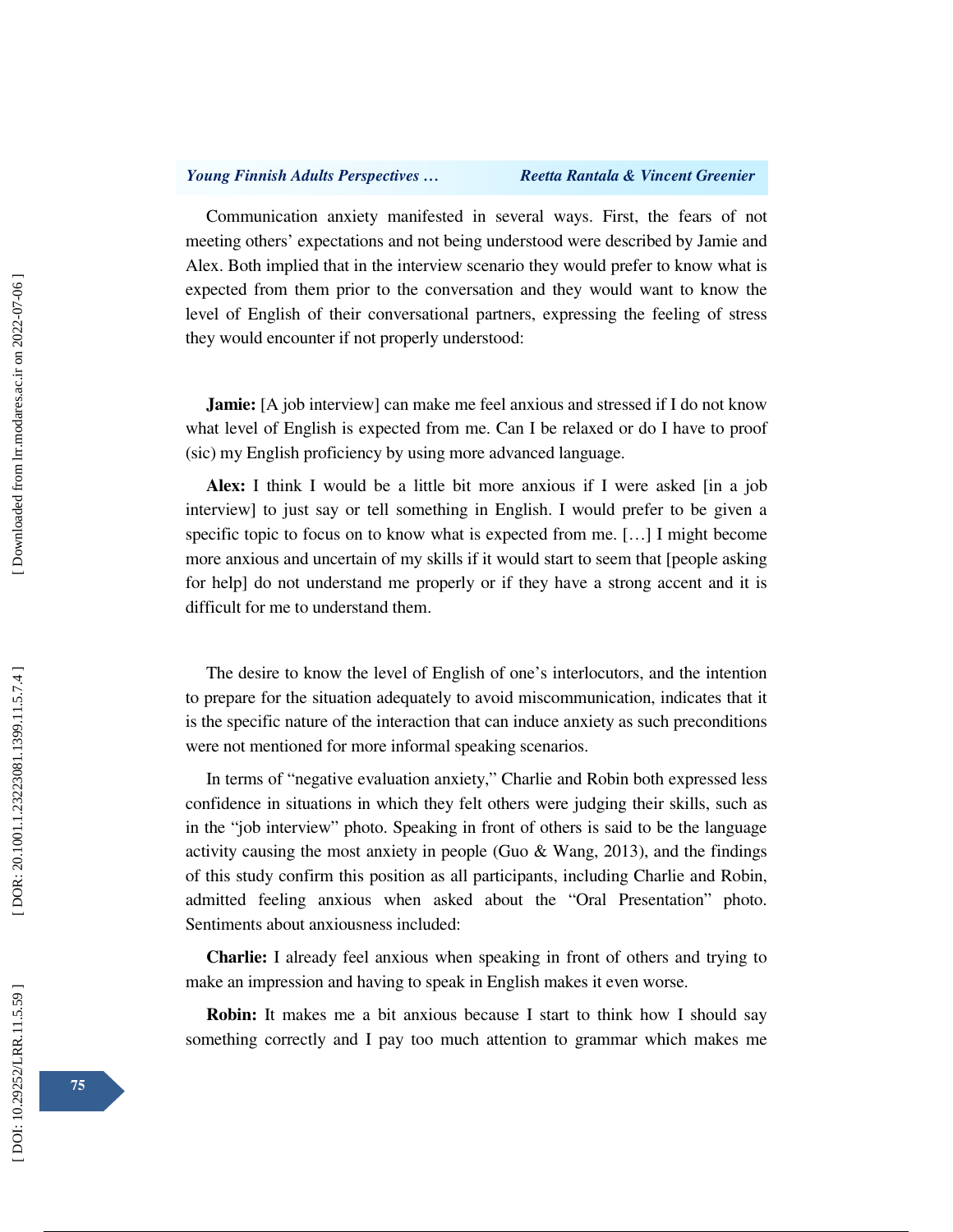Communication anxiety manifested in several ways. First, the fears of not meeting others' expectations and not being understood were described by Jamie and Alex. Both implied that in the interview scenario they would prefer to know what is expected from them prior to the conversation and they would want to know the level of English of their conversational partners, expressing the feeling of stress they would encounter if not properly understood:

**Jamie:** [A job interview] can make me feel anxious and stressed if I do not know what level of English is expected from me. Can I be relaxed or do I have to proof (sic) my English proficiency by using more advanced language.

**Alex:** I think I would be a little bit more anxious if I were asked [in a job interview] to just say or tell something in English. I would prefer to be given a specific topic to focus on to know what is expected from me. […] I might become more anxious and uncertain of my skills if it would start to seem that [people asking for help] do not understand me properly or if they have a strong accent and it is difficult for me to understand them.

The desire to know the level of English of one's interlocutors, and the intention to prepare for the situation adequately to avoid miscommunication, indicates that it is the specific nature of the interaction that can induce anxiety as such preconditions were not mentioned for more informal speaking scenarios.

In terms of "negative evaluation anxiety," Charlie and Robin both expressed less confidence in situations in which they felt others were judging their skills, such as in the "job interview" photo. Speaking in front of others is said to be the language activity causing the most anxiety in people (Guo & Wang, 2013), and the findings of this study confirm this position as all participants, including Charlie and Robin, admitted feeling anxious when asked about the "Oral Presentation" photo. Sentiments about anxiousness included:

**Charlie:** I already feel anxious when speaking in front of others and trying to make an impression and having to speak in English makes it even worse.

**Robin:** It makes me a bit anxious because I start to think how I should say something correctly and I pay too much attention to grammar which makes me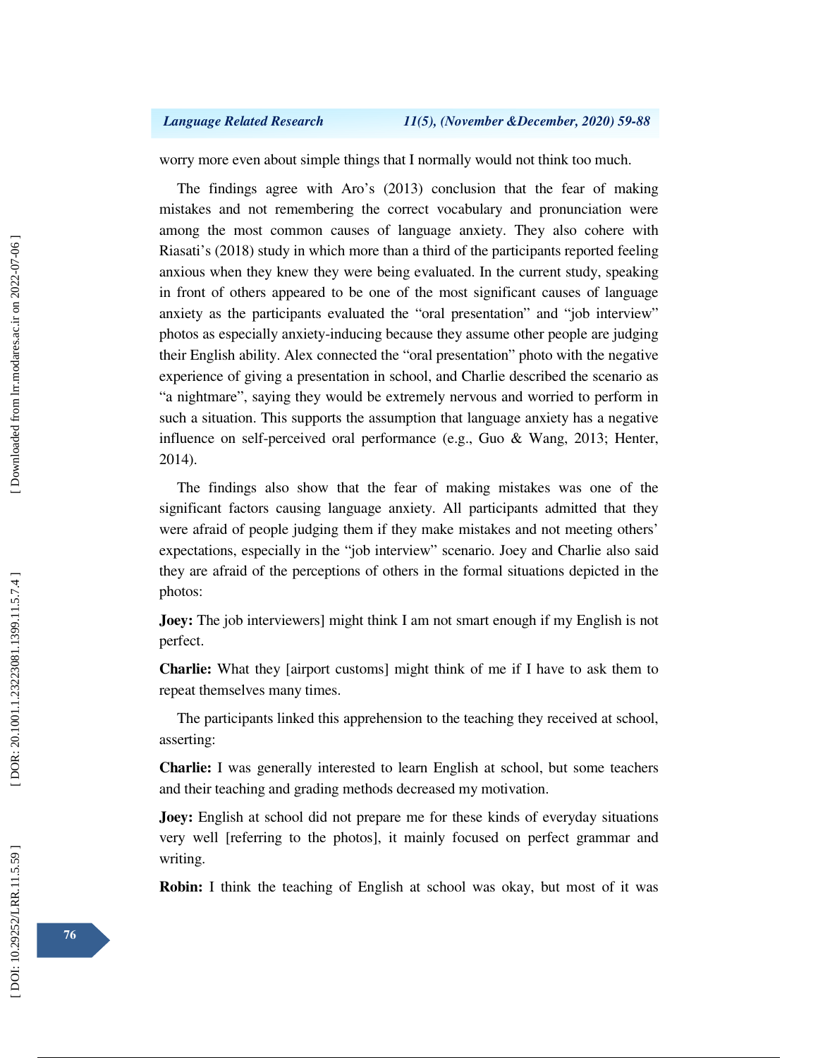worry more even about simple things that I normally would not think too much.

The findings agree with Aro's (2013) conclusion that the fear of making mistakes and not remembering the correct vocabulary and pronunciation were among the most common causes of language anxiety. They also cohere with Riasati's (2018) study in which more than a third of the participants reported feeling anxious when they knew they were being evaluated. In the current study, speaking in front of others appeared to be one of the most significant causes of language anxiety as the participants evaluated the "oral presentation" and "job interview" photos as especially anxiety-inducing because they assume other people are judging their English ability. Alex connected the "oral presentation" photo with the negative experience of giving a presentation in school, and Charlie described the scenario as "a nightmare", saying they would be extremely nervous and worried to perform in such a situation. This supports the assumption that language anxiety has a negative influence on self-perceived oral performance (e.g., Guo & Wang, 2013; Henter, 2014).

The findings also show that the fear of making mistakes was one of the significant factors causing language anxiety. All participants admitted that they were afraid of people judging them if they make mistakes and not meeting others' expectations, especially in the "job interview" scenario. Joey and Charlie also said they are afraid of the perceptions of others in the formal situations depicted in the photos:

**Joey:** The job interviewers] might think I am not smart enough if my English is not perfect.

**Charlie:** What they [airport customs] might think of me if I have to ask them to repeat themselves many times.

The participants linked this apprehension to the teaching they received at school, asserting:

**Charlie:** I was generally interested to learn English at school, but some teachers and their teaching and grading methods decreased my motivation.

**Joey:** English at school did not prepare me for these kinds of everyday situations very well [referring to the photos], it mainly focused on perfect grammar and writing.

**Robin:** I think the teaching of English at school was okay, but most of it was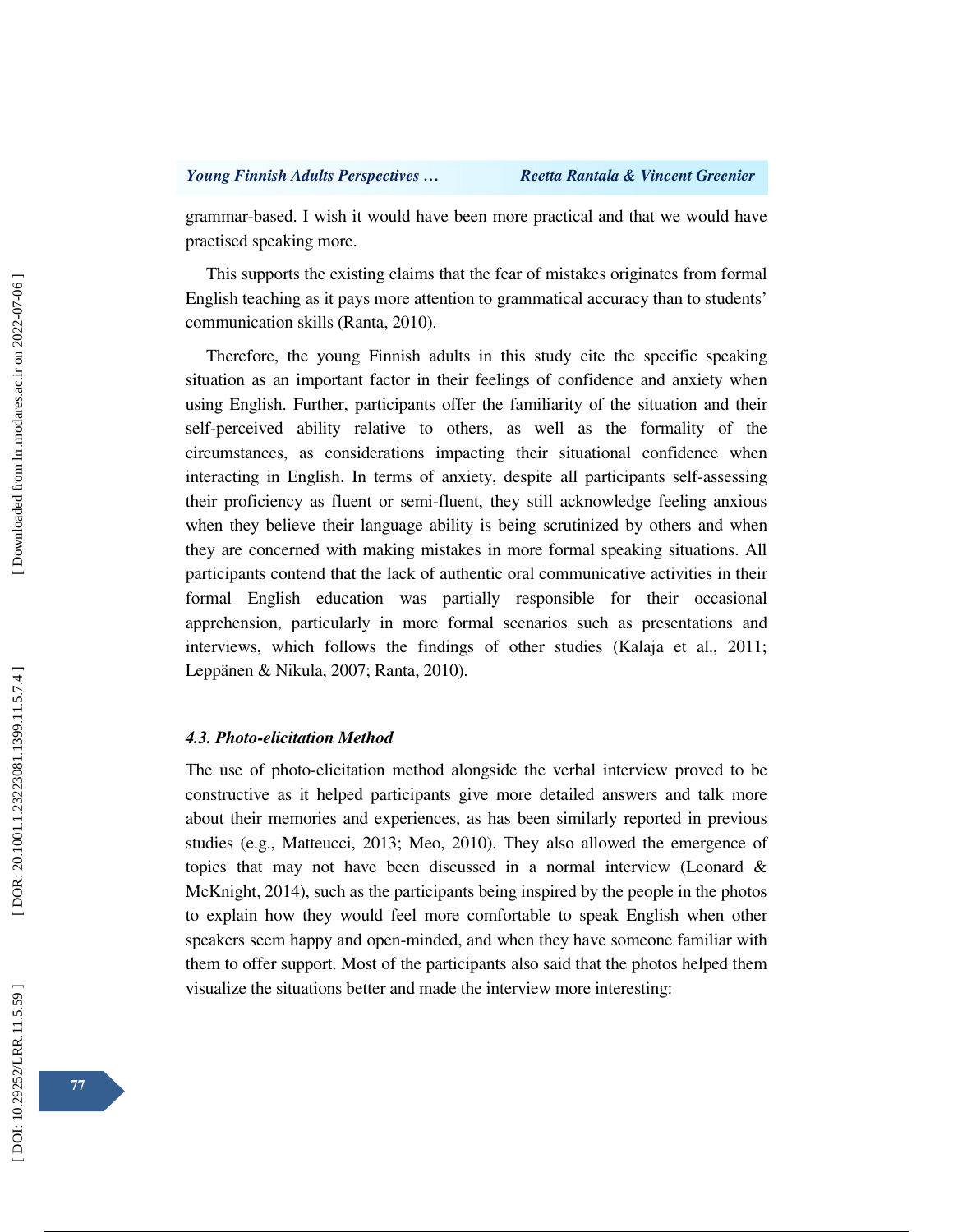grammar-based. I wish it would have been more practical and that we would have practised speaking more.

This supports the existing claims that the fear of mistakes originates from formal English teaching as it pays more attention to grammatical accuracy than to students' communication skills (Ranta, 2010).

Therefore, the young Finnish adults in this study cite the specific speaking situation as an important factor in their feelings of confidence and anxiety when using English. Further, participants offer the familiarity of the situation and their self-perceived ability relative to others, as well as the formality of the circumstances, as considerations impacting their situational confidence when interacting in English. In terms of anxiety, despite all participants self-assessing their proficiency as fluent or semi-fluent, they still acknowledge feeling anxious when they believe their language ability is being scrutinized by others and when they are concerned with making mistakes in more formal speaking situations. All participants contend that the lack of authentic oral communicative activities in their formal English education was partially responsible for their occasional apprehension, particularly in more formal scenarios such as presentations and interviews, which follows the findings of other studies (Kalaja et al., 2011; Leppänen & Nikula, 2007; Ranta, 2010).

### *4.3. Photo-elicitation Method*

The use of photo-elicitation method alongside the verbal interview proved to be constructive as it helped participants give more detailed answers and talk more about their memories and experiences, as has been similarly reported in previous studies (e.g., Matteucci, 2013; Meo, 2010). They also allowed the emergence of topics that may not have been discussed in a normal interview (Leonard & McKnight, 2014), such as the participants being inspired by the people in the photos to explain how they would feel more comfortable to speak English when other speakers seem happy and open-minded, and when they have someone familiar with them to offer support. Most of the participants also said that the photos helped them visualize the situations better and made the interview more interesting: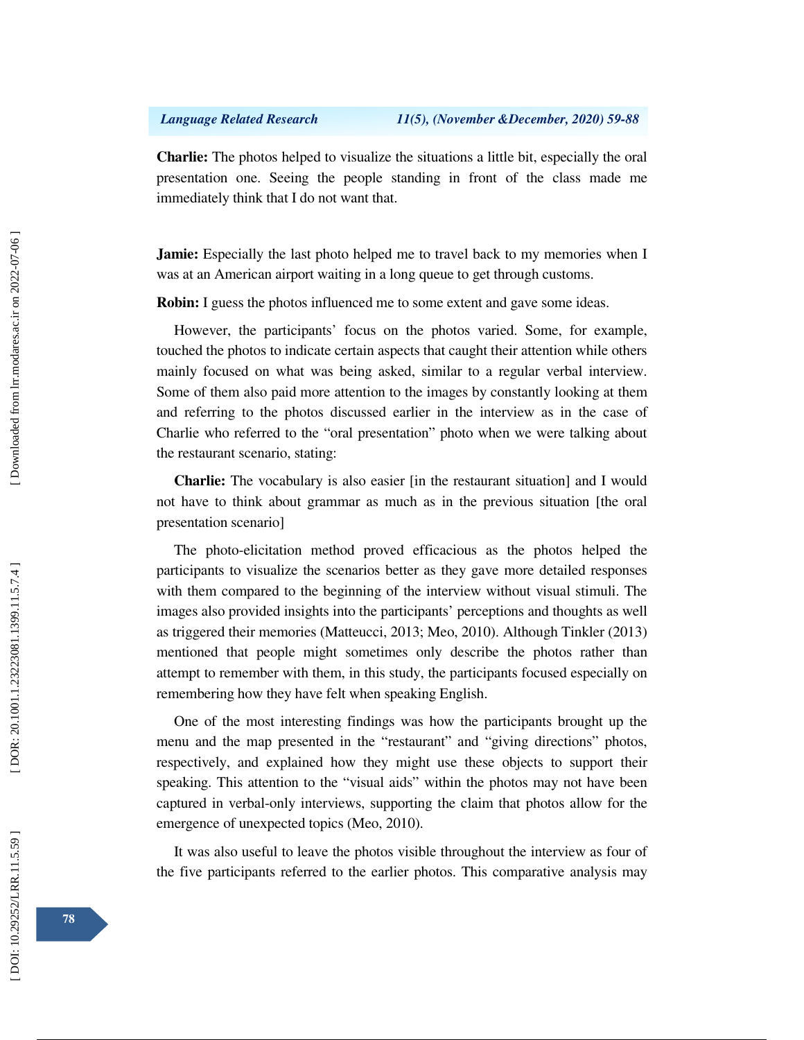**Charlie:** The photos helped to visualize the situations a little bit, especially the oral presentation one. Seeing the people standing in front of the class made me immediately think that I do not want that.

**Jamie:** Especially the last photo helped me to travel back to my memories when I was at an American airport waiting in a long queue to get through customs.

**Robin:** I guess the photos influenced me to some extent and gave some ideas.

However, the participants' focus on the photos varied. Some, for example, touched the photos to indicate certain aspects that caught their attention while others mainly focused on what was being asked, similar to a regular verbal interview. Some of them also paid more attention to the images by constantly looking at them and referring to the photos discussed earlier in the interview as in the case of Charlie who referred to the "oral presentation" photo when we were talking about the restaurant scenario, stating:

**Charlie:** The vocabulary is also easier [in the restaurant situation] and I would not have to think about grammar as much as in the previous situation [the oral presentation scenario]

The photo-elicitation method proved efficacious as the photos helped the participants to visualize the scenarios better as they gave more detailed responses with them compared to the beginning of the interview without visual stimuli. The images also provided insights into the participants' perceptions and thoughts as well as triggered their memories (Matteucci, 2013; Meo, 2010). Although Tinkler (2013) mentioned that people might sometimes only describe the photos rather than attempt to remember with them, in this study, the participants focused especially on remembering how they have felt when speaking English.

One of the most interesting findings was how the participants brought up the menu and the map presented in the "restaurant" and "giving directions" photos, respectively, and explained how they might use these objects to support their speaking. This attention to the "visual aids" within the photos may not have been captured in verbal-only interviews, supporting the claim that photos allow for the emergence of unexpected topics (Meo, 2010).

It was also useful to leave the photos visible throughout the interview as four of the five participants referred to the earlier photos. This comparative analysis may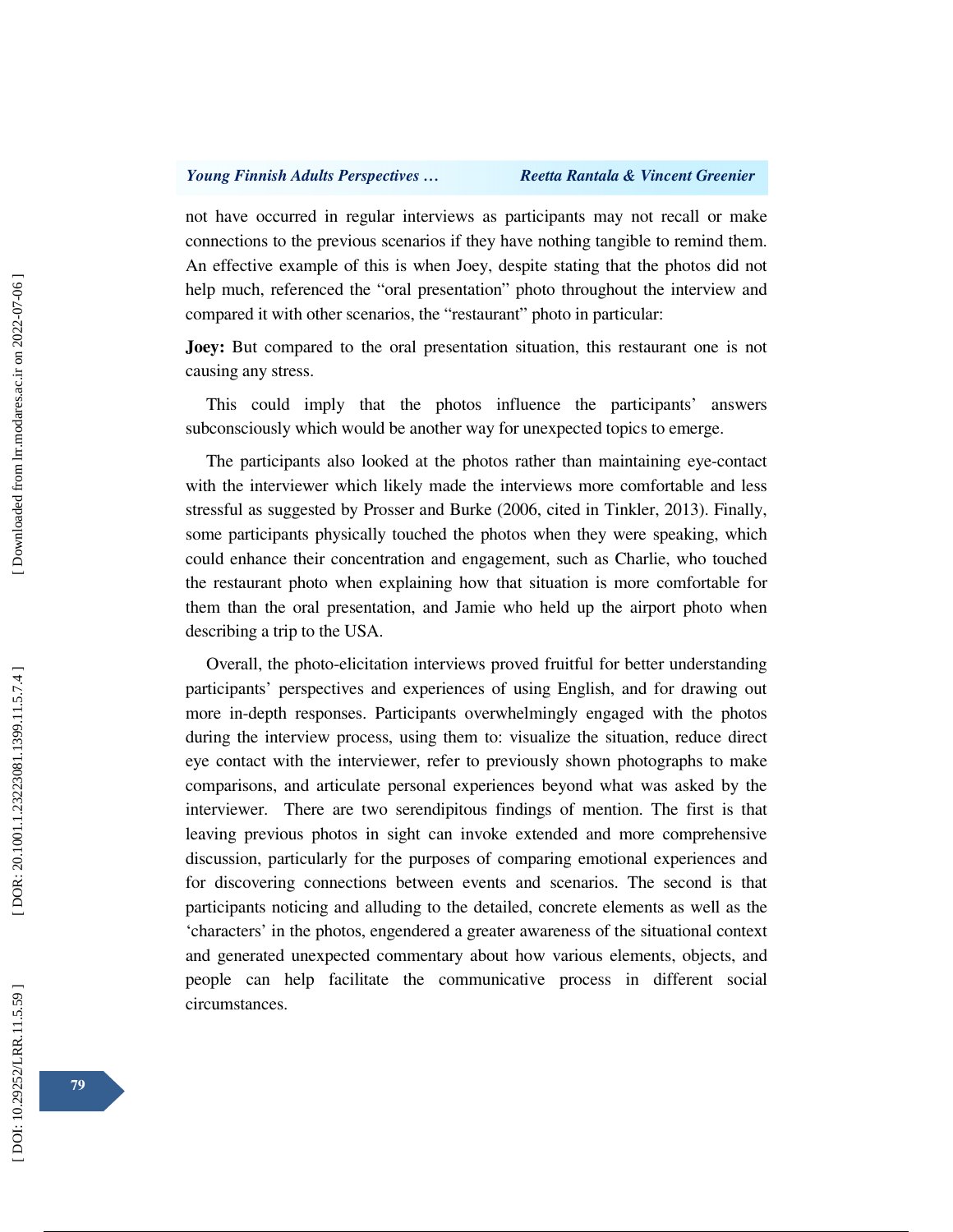not have occurred in regular interviews as participants may not recall or make connections to the previous scenarios if they have nothing tangible to remind them. An effective example of this is when Joey, despite stating that the photos did not help much, referenced the "oral presentation" photo throughout the interview and compared it with other scenarios, the "restaurant" photo in particular:

**Joey:** But compared to the oral presentation situation, this restaurant one is not causing any stress.

This could imply that the photos influence the participants' answers subconsciously which would be another way for unexpected topics to emerge.

The participants also looked at the photos rather than maintaining eye-contact with the interviewer which likely made the interviews more comfortable and less stressful as suggested by Prosser and Burke (2006, cited in Tinkler, 2013). Finally, some participants physically touched the photos when they were speaking, which could enhance their concentration and engagement, such as Charlie, who touched the restaurant photo when explaining how that situation is more comfortable for them than the oral presentation, and Jamie who held up the airport photo when describing a trip to the USA.

Overall, the photo-elicitation interviews proved fruitful for better understanding participants' perspectives and experiences of using English, and for drawing out more in-depth responses. Participants overwhelmingly engaged with the photos during the interview process, using them to: visualize the situation, reduce direct eye contact with the interviewer, refer to previously shown photographs to make comparisons, and articulate personal experiences beyond what was asked by the interviewer. There are two serendipitous findings of mention. The first is that leaving previous photos in sight can invoke extended and more comprehensive discussion, particularly for the purposes of comparing emotional experiences and for discovering connections between events and scenarios. The second is that participants noticing and alluding to the detailed, concrete elements as well as the 'characters' in the photos, engendered a greater awareness of the situational context and generated unexpected commentary about how various elements, objects, and people can help facilitate the communicative process in different social circumstances.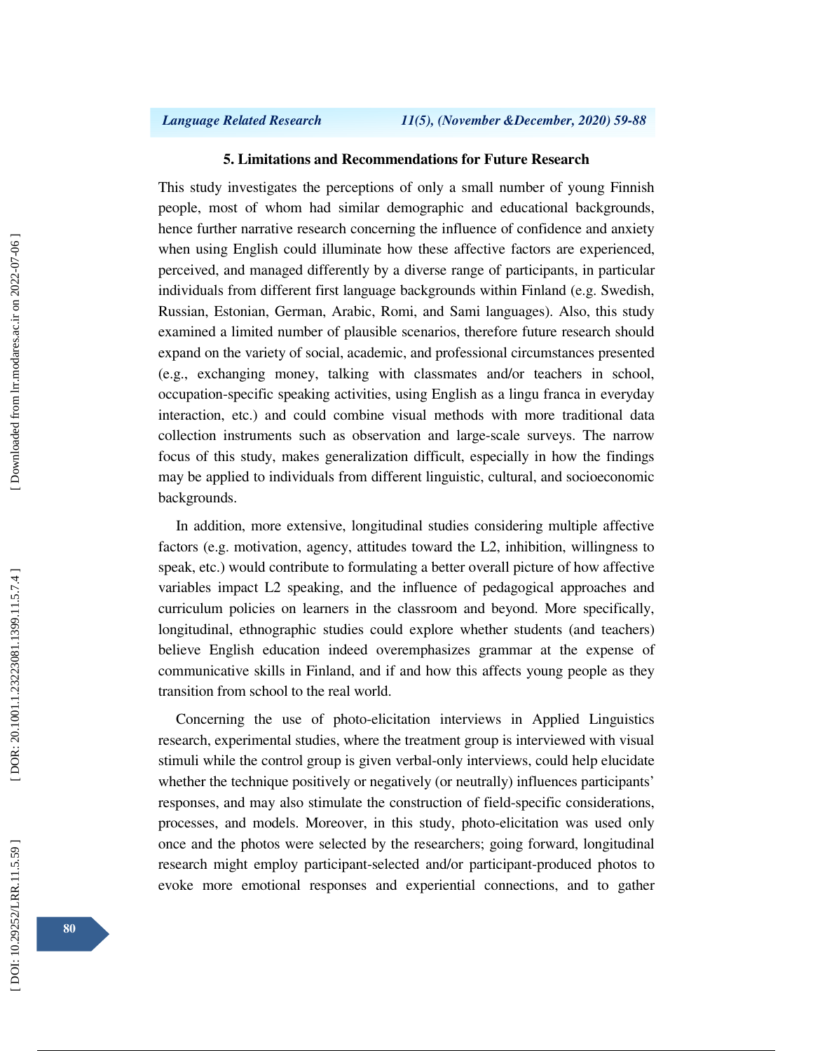## 5. Limitations and Recommendations for Future Research

This study investigates the perceptions of only a small number of young Finnish people, most of whom had similar demographic and educational backgrounds, hence further narrative research concerning the influence of confidence and anxiety when using English could illuminate how these affective factors are experienced, perceived, and managed differently by a diverse range of participants, in particular individuals from different first language backgrounds within Finland (e.g. Swedish, Russian, Estonian, German, Arabic, Romi, and Sami languages). Also, this study examined a limited number of plausible scenarios, therefore future research should expand on the variety of social, academic, and professional circumstances presented (e.g., exchanging money, talking with classmates and/or teachers in school, occupation-specific speaking activities, using English as a lingu franca in everyday interaction, etc.) and could combine visual methods with more traditional data collection instruments such as observation and large-scale surveys. The narrow focus of this study, makes generalization difficult, especially in how the findings may be applied to individuals from different linguistic, cultural, and socioeconomic backgrounds.

In addition, more extensive, longitudinal studies considering multiple affective factors (e.g. motivation, agency, attitudes toward the L2, inhibition, willingness to speak, etc.) would contribute to formulating a better overall picture of how affective variables impact L2 speaking, and the influence of pedagogical approaches and curriculum policies on learners in the classroom and beyond. More specifically, longitudinal, ethnographic studies could explore whether students (and teachers) believe English education indeed overemphasizes grammar at the expense of communicative skills in Finland, and if and how this affects young people as they transition from school to the real world.

Concerning the use of photo-elicitation interviews in Applied Linguistics research, experimental studies, where the treatment group is interviewed with visual stimuli while the control group is given verbal-only interviews, could help elucidate whether the technique positively or negatively (or neutrally) influences participants' responses, and may also stimulate the construction of field-specific considerations, processes, and models. Moreover, in this study, photo-elicitation was used only once and the photos were selected by the researchers; going forward, longitudinal research might employ participant-selected and/or participant-produced photos to evoke more emotional responses and experiential connections, and to gather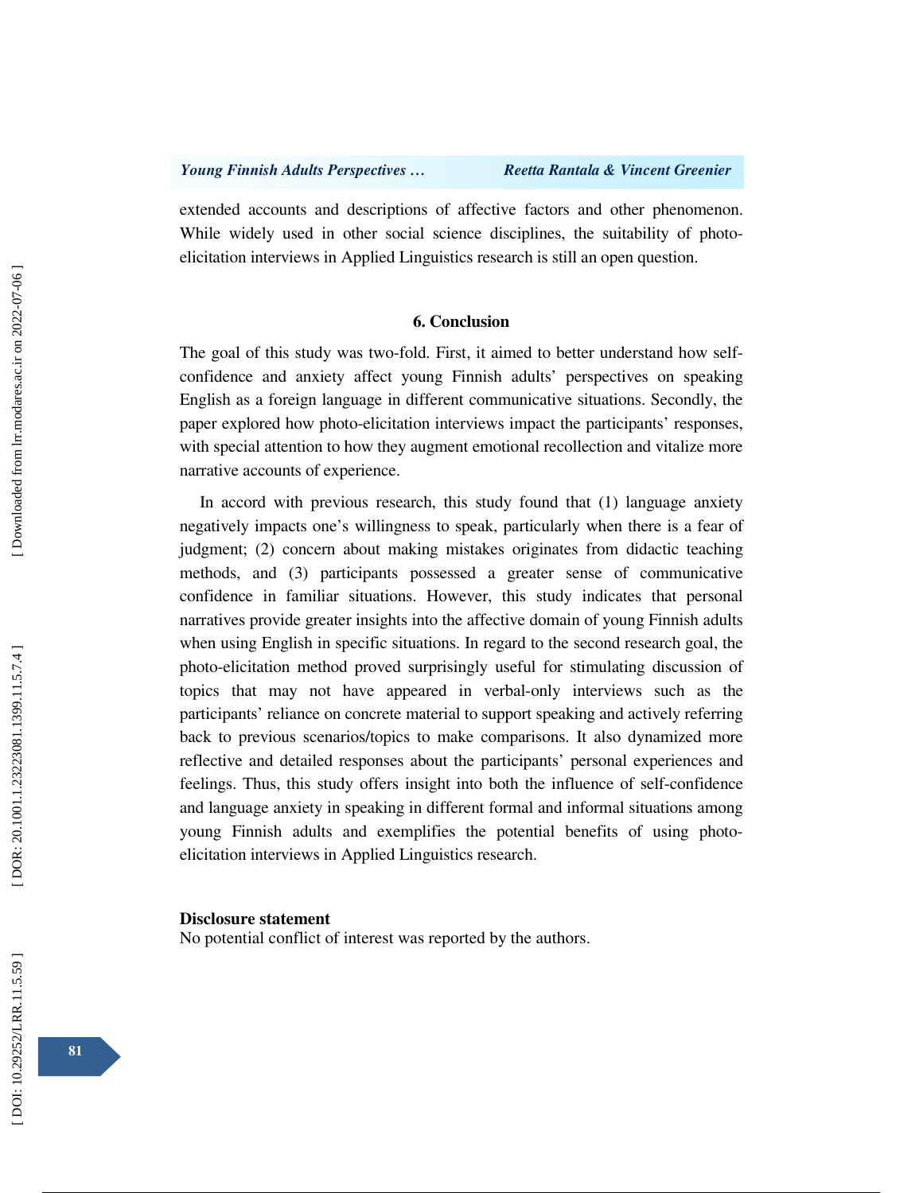extended accounts and descriptions of affective factors and other phenomenon. While widely used in other social science disciplines, the suitability of photo-elicitation interviews in Applied Linguistics research is still an open question.

## 6. Conclusion

The goal of this study was two-fold. First, it aimed to better understand how self-confidence and anxiety affect young Finnish adults' perspectives on speaking English as a foreign language in different communicative situations. Secondly, the paper explored how photo-elicitation interviews impact the participants' responses, with special attention to how they augment emotional recollection and vitalize more narrative accounts of experience.

In accord with previous research, this study found that (1) language anxiety negatively impacts one's willingness to speak, particularly when there is a fear of judgment; (2) concern about making mistakes originates from didactic teaching methods, and (3) participants possessed a greater sense of communicative confidence in familiar situations. However, this study indicates that personal narratives provide greater insights into the affective domain of young Finnish adults when using English in specific situations. In regard to the second research goal, the photo-elicitation method proved surprisingly useful for stimulating discussion of topics that may not have appeared in verbal-only interviews such as the participants' reliance on concrete material to support speaking and actively referring back to previous scenarios/topics to make comparisons. It also dynamized more reflective and detailed responses about the participants' personal experiences and feelings. Thus, this study offers insight into both the influence of self-confidence and language anxiety in speaking in different formal and informal situations among young Finnish adults and exemplifies the potential benefits of using photo-elicitation interviews in Applied Linguistics research.

**Disclosure statement**

No potential conflict of interest was reported by the authors.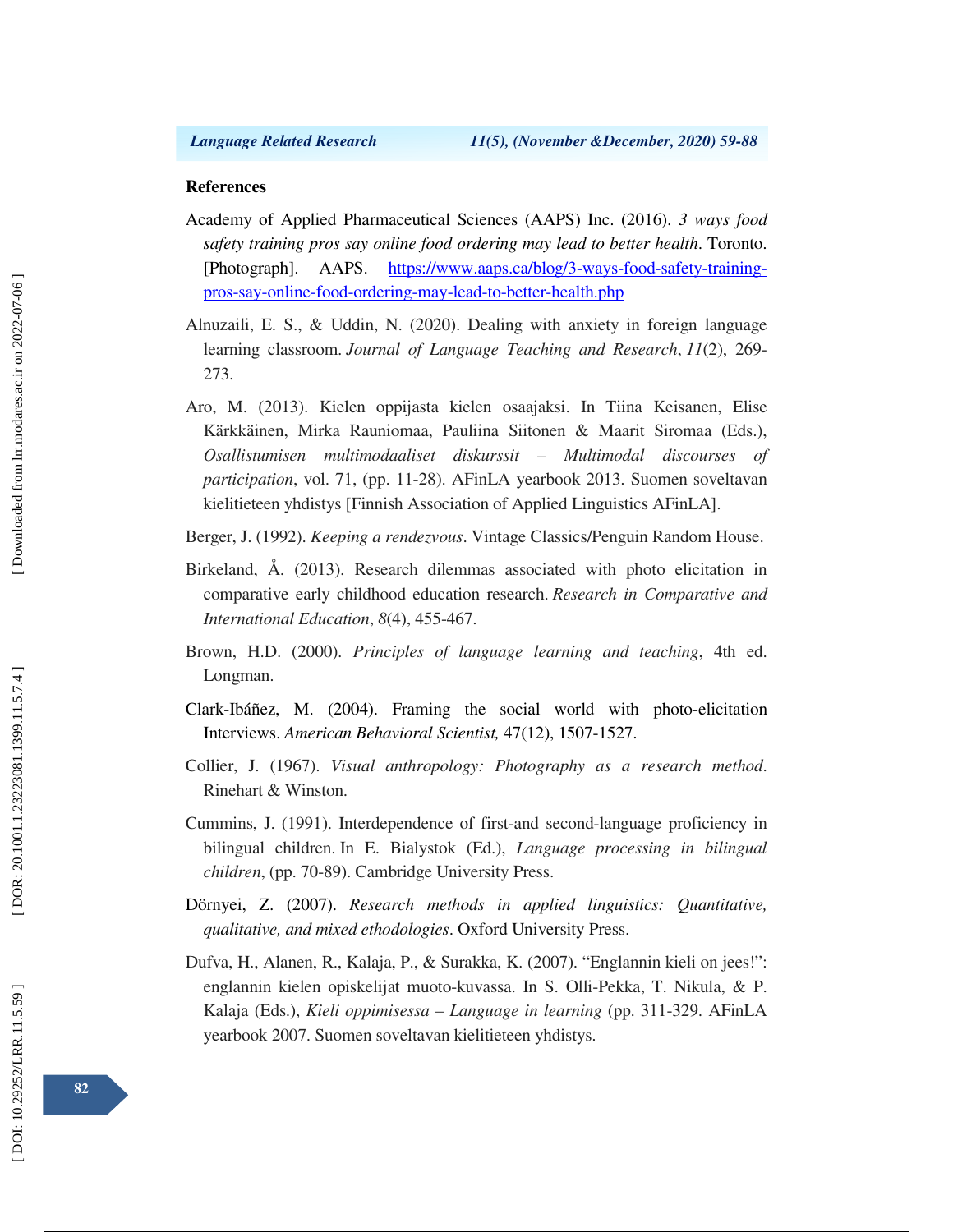## References

Academy of Applied Pharmaceutical Sciences (AAPS) Inc. (2016). *3 ways food safety training pros say online food ordering may lead to better health*. Toronto. [Photograph]. AAPS. https://www.aaps.ca/blog/3-ways-food-safety-training-pros-say-online-food-ordering-may-lead-to-better-health.php

Alnuzaili, E. S., & Uddin, N. (2020). Dealing with anxiety in foreign language learning classroom. *Journal of Language Teaching and Research*, *11*(2), 269-273.

Aro, M. (2013). Kielen oppijasta kielen osaajaksi. In Tiina Keisanen, Elise Kärkkäinen, Mirka Rauniomaa, Pauliina Siitonen & Maarit Siromaa (Eds.), *Osallistumisen multimodaaliset diskurssit – Multimodal discourses of participation*, vol. 71, (pp. 11-28). AFinLA yearbook 2013. Suomen soveltavan kielitieteen yhdistys [Finnish Association of Applied Linguistics AFinLA].

Berger, J. (1992). *Keeping a rendezvous*. Vintage Classics/Penguin Random House.

Birkeland, Å. (2013). Research dilemmas associated with photo elicitation in comparative early childhood education research. *Research in Comparative and International Education*, *8*(4), 455-467.

Brown, H.D. (2000). *Principles of language learning and teaching*, 4th ed. Longman.

Clark-Ibáñez, M. (2004). Framing the social world with photo-elicitation Interviews. *American Behavioral Scientist,* 47(12), 1507-1527.

Collier, J. (1967). *Visual anthropology: Photography as a research method*. Rinehart & Winston.

Cummins, J. (1991). Interdependence of first-and second-language proficiency in bilingual children. In E. Bialystok (Ed.), *Language processing in bilingual children*, (pp. 70-89). Cambridge University Press.

Dörnyei, Z. (2007). *Research methods in applied linguistics: Quantitative, qualitative, and mixed ethodologies*. Oxford University Press.

Dufva, H., Alanen, R., Kalaja, P., & Surakka, K. (2007). "Englannin kieli on jees!": englannin kielen opiskelijat muoto-kuvassa. In S. Olli-Pekka, T. Nikula, & P. Kalaja (Eds.), *Kieli oppimisessa – Language in learning* (pp. 311-329. AFinLA yearbook 2007. Suomen soveltavan kielitieteen yhdistys.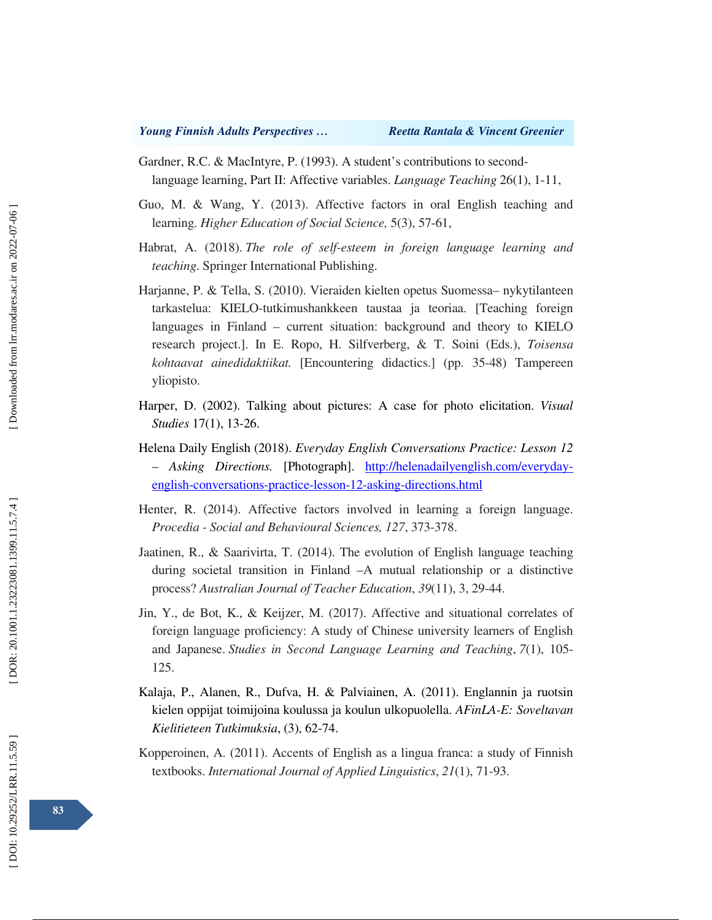Gardner, R.C. & MacIntyre, P. (1993). A student's contributions to second-language learning, Part II: Affective variables. *Language Teaching* 26(1), 1-11,

Guo, M. & Wang, Y. (2013). Affective factors in oral English teaching and learning. *Higher Education of Social Science,* 5(3), 57-61,

Habrat, A. (2018). *The role of self-esteem in foreign language learning and teaching*. Springer International Publishing.

Harjanne, P. & Tella, S. (2010). Vieraiden kielten opetus Suomessa– nykytilanteen tarkastelua: KIELO-tutkimushankkeen taustaa ja teoriaa. [Teaching foreign languages in Finland – current situation: background and theory to KIELO research project.]. In E. Ropo, H. Silfverberg, & T. Soini (Eds.), *Toisensa kohtaavat ainedidaktiikat.* [Encountering didactics.] (pp. 35-48) Tampereen yliopisto.

Harper, D. (2002). Talking about pictures: A case for photo elicitation. *Visual Studies* 17(1), 13-26.

Helena Daily English (2018). *Everyday English Conversations Practice: Lesson 12 – Asking Directions.* [Photograph]. http://helenadailyenglish.com/everyday-english-conversations-practice-lesson-12-asking-directions.html

Henter, R. (2014). Affective factors involved in learning a foreign language. *Procedia - Social and Behavioural Sciences, 127*, 373-378.

Jaatinen, R., & Saarivirta, T. (2014). The evolution of English language teaching during societal transition in Finland –A mutual relationship or a distinctive process? *Australian Journal of Teacher Education*, *39*(11), 3, 29-44.

Jin, Y., de Bot, K., & Keijzer, M. (2017). Affective and situational correlates of foreign language proficiency: A study of Chinese university learners of English and Japanese. *Studies in Second Language Learning and Teaching*, *7*(1), 105-125.

Kalaja, P., Alanen, R., Dufva, H. & Palviainen, A. (2011). Englannin ja ruotsin kielen oppijat toimijoina koulussa ja koulun ulkopuolella. *AFinLA-E: Soveltavan Kielitieteen Tutkimuksia*, (3), 62-74.

Kopperoinen, A. (2011). Accents of English as a lingua franca: a study of Finnish textbooks. *International Journal of Applied Linguistics*, *21*(1), 71-93.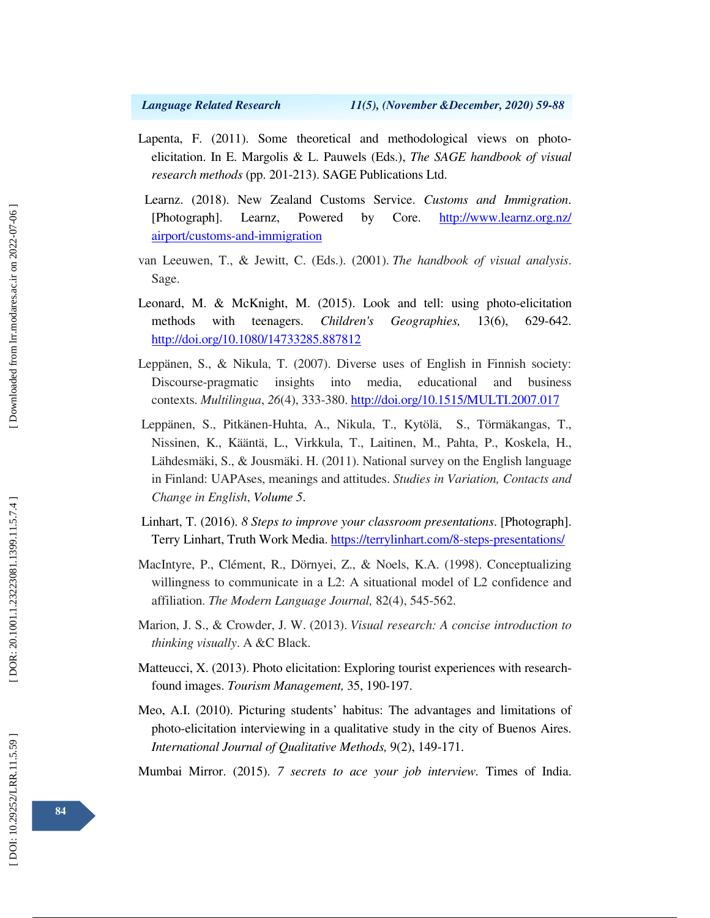Lapenta, F. (2011). Some theoretical and methodological views on photo-elicitation. In E. Margolis & L. Pauwels (Eds.), *The SAGE handbook of visual research methods* (pp. 201-213). SAGE Publications Ltd.

Learnz. (2018). New Zealand Customs Service. *Customs and Immigration*. [Photograph]. Learnz, Powered by Core. http://www.learnz.org.nz/airport/customs-and-immigration

van Leeuwen, T., & Jewitt, C. (Eds.). (2001). *The handbook of visual analysis*. Sage.

Leonard, M. & McKnight, M. (2015). Look and tell: using photo-elicitation methods with teenagers. *Children's Geographies,* 13(6), 629-642. http://doi.org/10.1080/14733285.887812

Leppänen, S., & Nikula, T. (2007). Diverse uses of English in Finnish society: Discourse-pragmatic insights into media, educational and business contexts. *Multilingua*, *26*(4), 333-380. http://doi.org/10.1515/MULTI.2007.017

Leppänen, S., Pitkänen-Huhta, A., Nikula, T., Kytölä, S., Törmäkangas, T., Nissinen, K., Kääntä, L., Virkkula, T., Laitinen, M., Pahta, P., Koskela, H., Lähdesmäki, S., & Jousmäki. H. (2011). National survey on the English language in Finland: UAPAses, meanings and attitudes. *Studies in Variation, Contacts and Change in English*, *Volume 5*.

Linhart, T. (2016). *8 Steps to improve your classroom presentations*. [Photograph]. Terry Linhart, Truth Work Media. https://terrylinhart.com/8-steps-presentations/

MacIntyre, P., Clément, R., Dörnyei, Z., & Noels, K.A. (1998). Conceptualizing willingness to communicate in a L2: A situational model of L2 confidence and affiliation. *The Modern Language Journal,* 82(4), 545-562.

Marion, J. S., & Crowder, J. W. (2013). *Visual research: A concise introduction to thinking visually*. A &C Black.

Matteucci, X. (2013). Photo elicitation: Exploring tourist experiences with research-found images. *Tourism Management,* 35, 190-197.

Meo, A.I. (2010). Picturing students' habitus: The advantages and limitations of photo-elicitation interviewing in a qualitative study in the city of Buenos Aires. *International Journal of Qualitative Methods,* 9(2), 149-171.

Mumbai Mirror. (2015). *7 secrets to ace your job interview*. Times of India.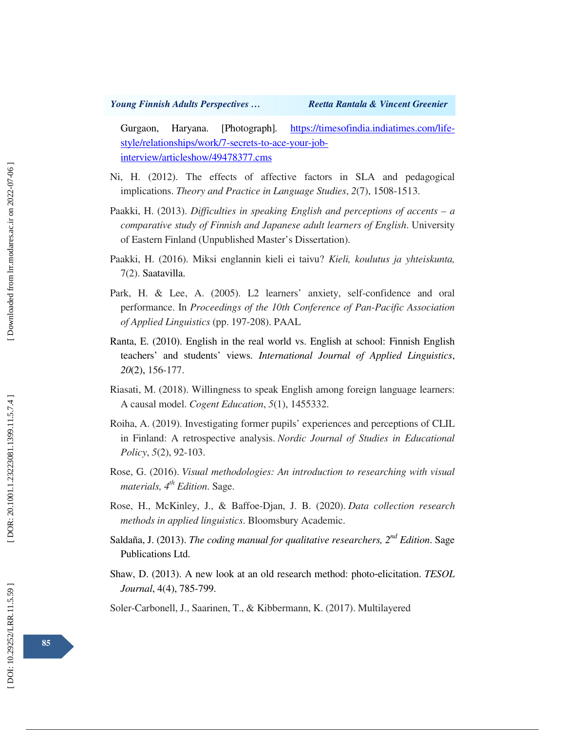Gurgaon, Haryana. [Photograph]. https://timesofindia.indiatimes.com/life-style/relationships/work/7-secrets-to-ace-your-job-interview/articleshow/49478377.cms

Ni, H. (2012). The effects of affective factors in SLA and pedagogical implications. *Theory and Practice in Language Studies*, *2*(7), 1508-1513.

Paakki, H. (2013). *Difficulties in speaking English and perceptions of accents – a comparative study of Finnish and Japanese adult learners of English*. University of Eastern Finland (Unpublished Master's Dissertation).

Paakki, H. (2016). Miksi englannin kieli ei taivu? *Kieli, koulutus ja yhteiskunta,* 7(2). Saatavilla.

Park, H. & Lee, A. (2005). L2 learners' anxiety, self-confidence and oral performance. In *Proceedings of the 10th Conference of Pan-Pacific Association of Applied Linguistics* (pp. 197-208). PAAL

Ranta, E. (2010). English in the real world vs. English at school: Finnish English teachers' and students' views. *International Journal of Applied Linguistics*, *20*(2), 156-177.

Riasati, M. (2018). Willingness to speak English among foreign language learners: A causal model. *Cogent Education*, *5*(1), 1455332.

Roiha, A. (2019). Investigating former pupils' experiences and perceptions of CLIL in Finland: A retrospective analysis. *Nordic Journal of Studies in Educational Policy*, *5*(2), 92-103.

Rose, G. (2016). *Visual methodologies: An introduction to researching with visual materials, 4th Edition*. Sage.

Rose, H., McKinley, J., & Baffoe-Djan, J. B. (2020). *Data collection research methods in applied linguistics*. Bloomsbury Academic.

Saldaña, J. (2013). *The coding manual for qualitative researchers, 2nd Edition*. Sage Publications Ltd.

Shaw, D. (2013). A new look at an old research method: photo-elicitation. *TESOL Journal*, 4(4), 785-799.

Soler-Carbonell, J., Saarinen, T., & Kibbermann, K. (2017). Multilayered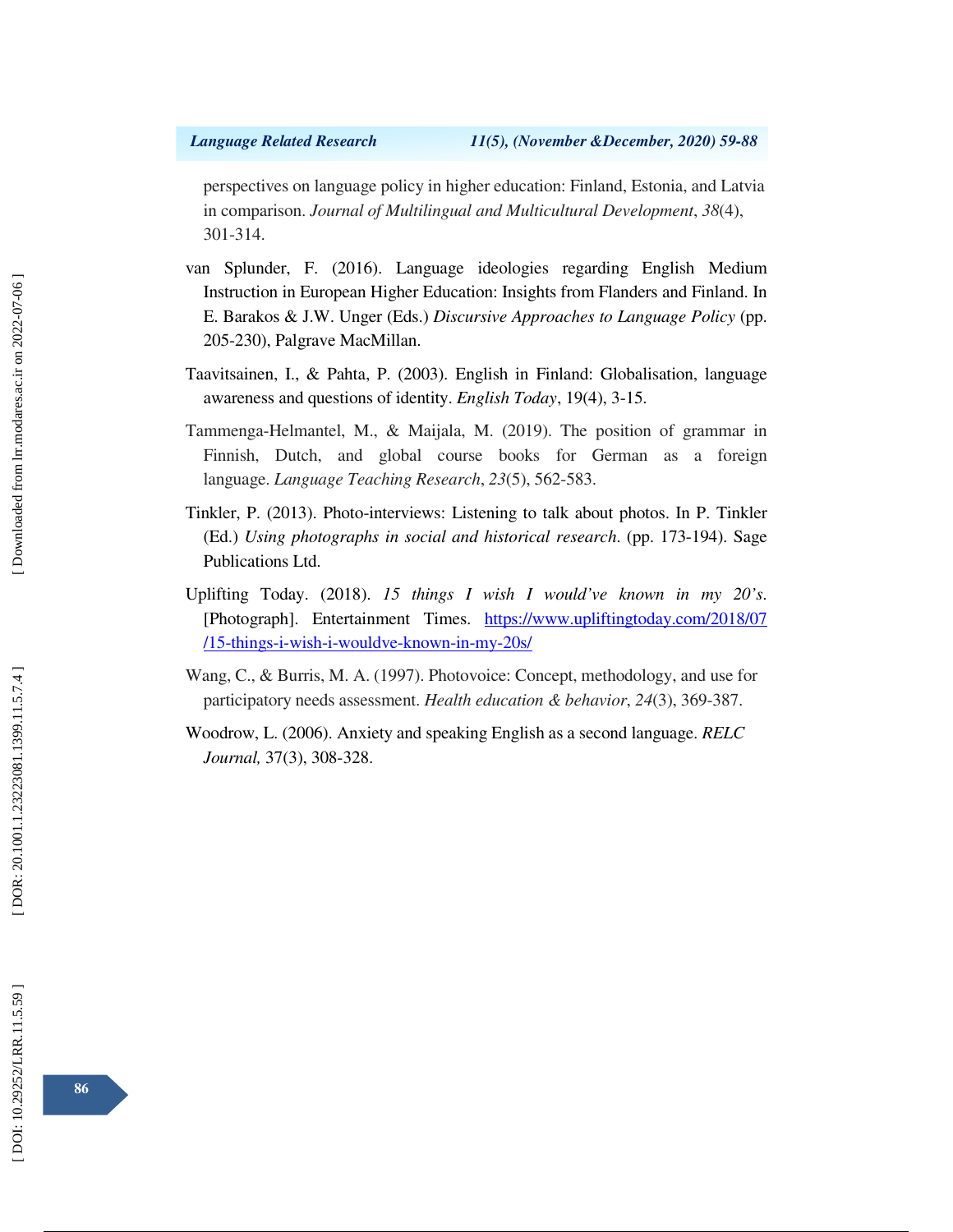perspectives on language policy in higher education: Finland, Estonia, and Latvia in comparison. *Journal of Multilingual and Multicultural Development*, *38*(4), 301-314.

van Splunder, F. (2016). Language ideologies regarding English Medium Instruction in European Higher Education: Insights from Flanders and Finland. In E. Barakos & J.W. Unger (Eds.) *Discursive Approaches to Language Policy* (pp. 205-230), Palgrave MacMillan.

Taavitsainen, I., & Pahta, P. (2003). English in Finland: Globalisation, language awareness and questions of identity. *English Today*, 19(4), 3-15.

Tammenga-Helmantel, M., & Maijala, M. (2019). The position of grammar in Finnish, Dutch, and global course books for German as a foreign language. *Language Teaching Research*, *23*(5), 562-583.

Tinkler, P. (2013). Photo-interviews: Listening to talk about photos. In P. Tinkler (Ed.) *Using photographs in social and historical research*. (pp. 173-194). Sage Publications Ltd.

Uplifting Today. (2018). *15 things I wish I would've known in my 20's*. [Photograph]. Entertainment Times. https://www.upliftingtoday.com/2018/07/15-things-i-wish-i-wouldve-known-in-my-20s/

Wang, C., & Burris, M. A. (1997). Photovoice: Concept, methodology, and use for participatory needs assessment. *Health education & behavior*, *24*(3), 369-387.

Woodrow, L. (2006). Anxiety and speaking English as a second language. *RELC Journal,* 37(3), 308-328.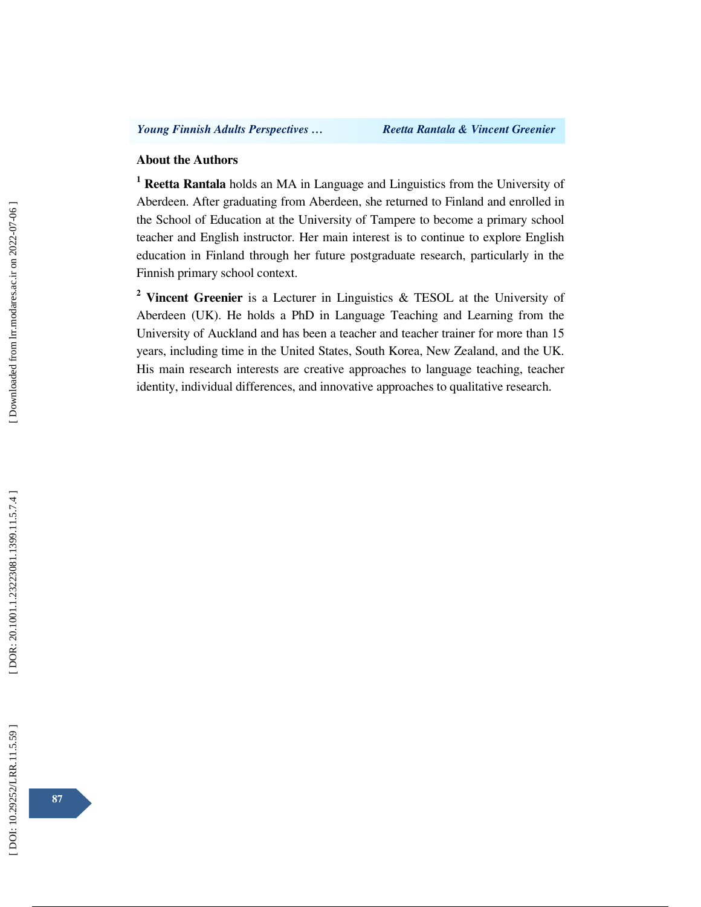## About the Authors

[1] **Reetta Rantala** holds an MA in Language and Linguistics from the University of Aberdeen. After graduating from Aberdeen, she returned to Finland and enrolled in the School of Education at the University of Tampere to become a primary school teacher and English instructor. Her main interest is to continue to explore English education in Finland through her future postgraduate research, particularly in the Finnish primary school context.

[2] **Vincent Greenier** is a Lecturer in Linguistics & TESOL at the University of Aberdeen (UK). He holds a PhD in Language Teaching and Learning from the University of Auckland and has been a teacher and teacher trainer for more than 15 years, including time in the United States, South Korea, New Zealand, and the UK. His main research interests are creative approaches to language teaching, teacher identity, individual differences, and innovative approaches to qualitative research.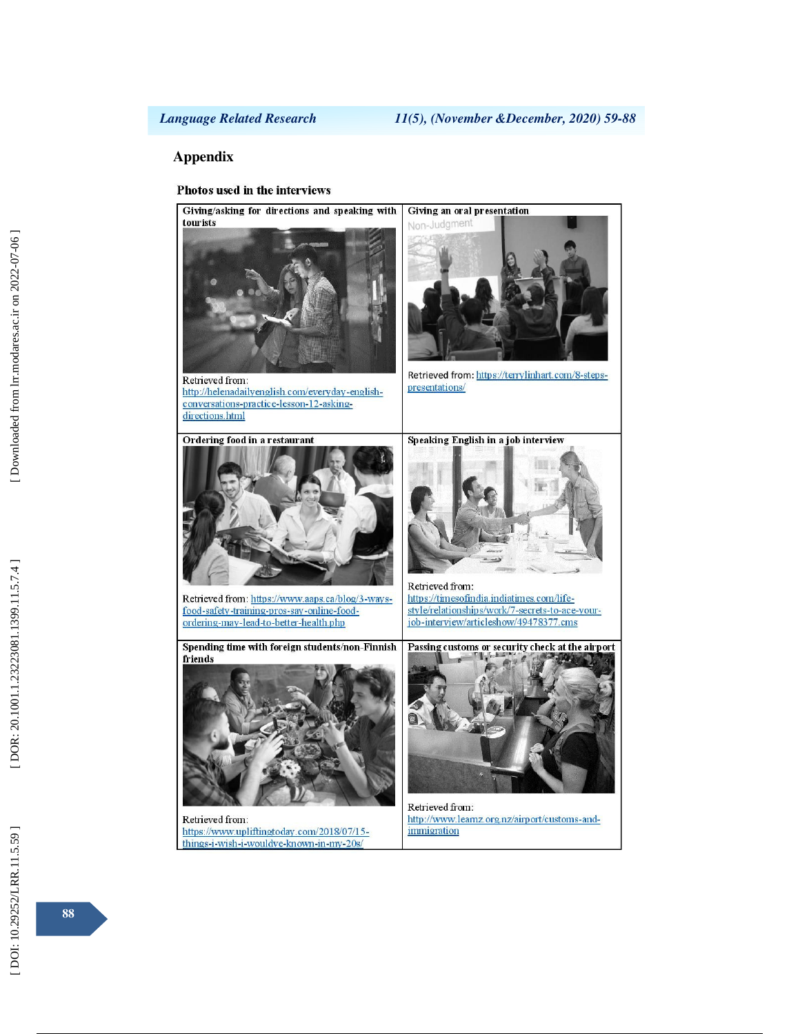## Appendix

### Photos used in the interviews

| | |
|---|---|
| **Giving/asking for directions and speaking with tourists** Retrieved from: http://helenadailyenglish.com/everyday-english-conversations-practice-lesson-12-asking-directions.html | **Giving an oral presentation** Retrieved from: https://terrylinhart.com/8-steps-presentations/ |
| **Ordering food in a restaurant** Retrieved from: https://www.aaps.ca/blog/3-ways-food-safety-training-pros-say-online-food-ordering-may-lead-to-better-health.php | **Speaking English in a job interview** Retrieved from: https://timesofindia.indiatimes.com/life-style/relationships/work/7-secrets-to-ace-your-job-interview/articleshow/49478377.cms |
| **Spending time with foreign students/non-Finnish friends** Retrieved from: https://www.upliftingtoday.com/2018/07/15-things-i-wish-i-wouldve-known-in-my-20s/ | **Passing customs or security check at the airport** Retrieved from: http://www.learnz.org.nz/airport/customs-and-immigration |